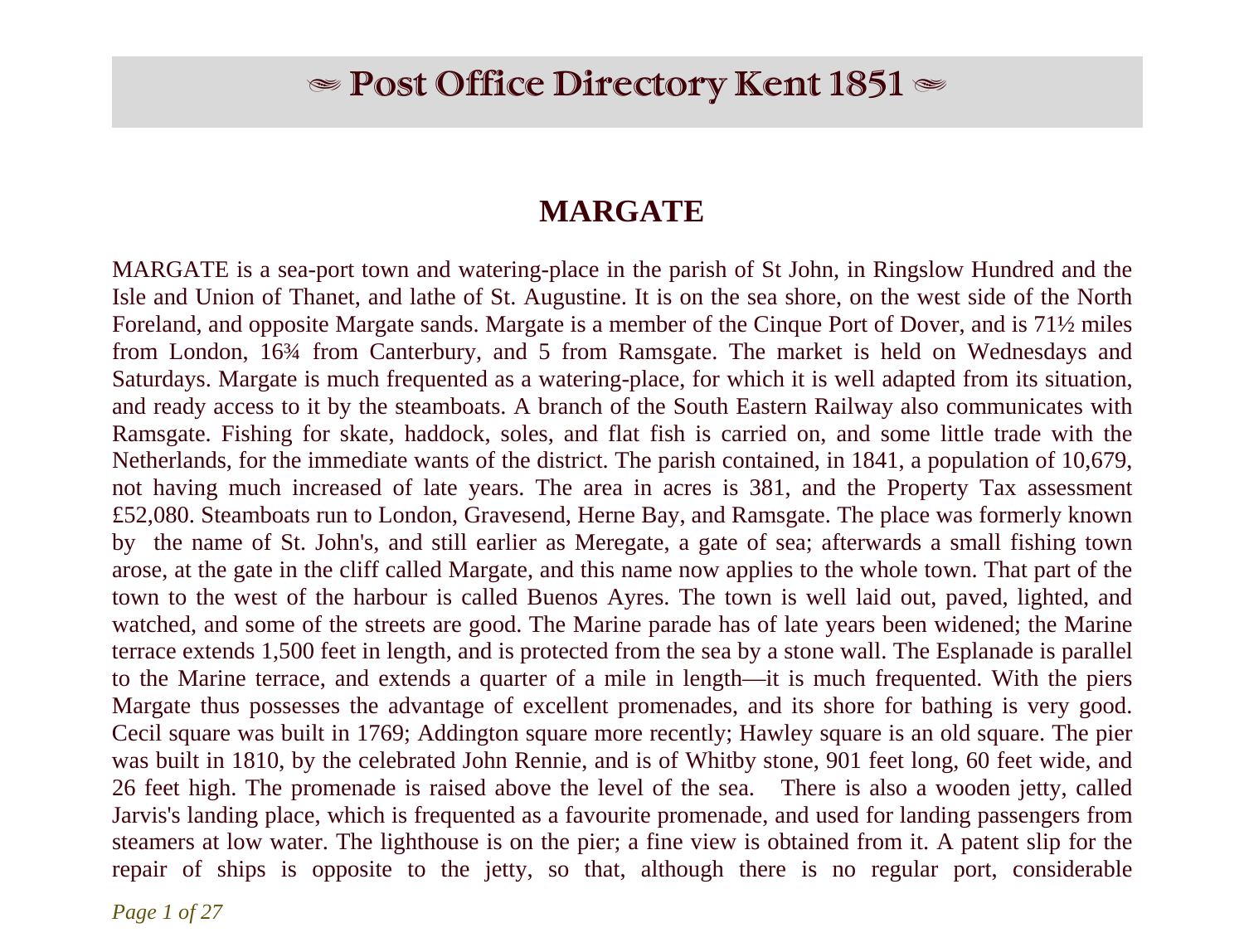# Post Office Directory Kent 1851

## MARGATE

MARGATE is a sea-port town and watering-place in the parish of St John, in Ringslow Hundred and the Isle and Union of Thanet, and lathe of St. Augustine. It is on the sea shore, on the west side of the North Foreland, and opposite Margate sands. Margate is a member of the Cinque Port of Dover, and is 71½ miles from London, 16¾ from Canterbury, and 5 from Ramsgate. The market is held on Wednesdays and Saturdays. Margate is much frequented as a watering-place, for which it is well adapted from its situation, and ready access to it by the steamboats. A branch of the South Eastern Railway also communicates with Ramsgate. Fishing for skate, haddock, soles, and flat fish is carried on, and some little trade with the Netherlands, for the immediate wants of the district. The parish contained, in 1841, a population of 10,679, not having much increased of late years. The area in acres is 381, and the Property Tax assessment £52,080. Steamboats run to London, Gravesend, Herne Bay, and Ramsgate. The place was formerly known by the name of St. John's, and still earlier as Meregate, a gate of sea; afterwards a small fishing town arose, at the gate in the cliff called Margate, and this name now applies to the whole town. That part of the town to the west of the harbour is called Buenos Ayres. The town is well laid out, paved, lighted, and watched, and some of the streets are good. The Marine parade has of late years been widened; the Marine terrace extends 1,500 feet in length, and is protected from the sea by a stone wall. The Esplanade is parallel to the Marine terrace, and extends a quarter of a mile in length—it is much frequented. With the piers Margate thus possesses the advantage of excellent promenades, and its shore for bathing is very good. Cecil square was built in 1769; Addington square more recently; Hawley square is an old square. The pier was built in 1810, by the celebrated John Rennie, and is of Whitby stone, 901 feet long, 60 feet wide, and 26 feet high. The promenade is raised above the level of the sea. There is also a wooden jetty, called Jarvis's landing place, which is frequented as a favourite promenade, and used for landing passengers from steamers at low water. The lighthouse is on the pier; a fine view is obtained from it. A patent slip for the repair of ships is opposite to the jetty, so that, although there is no regular port, considerable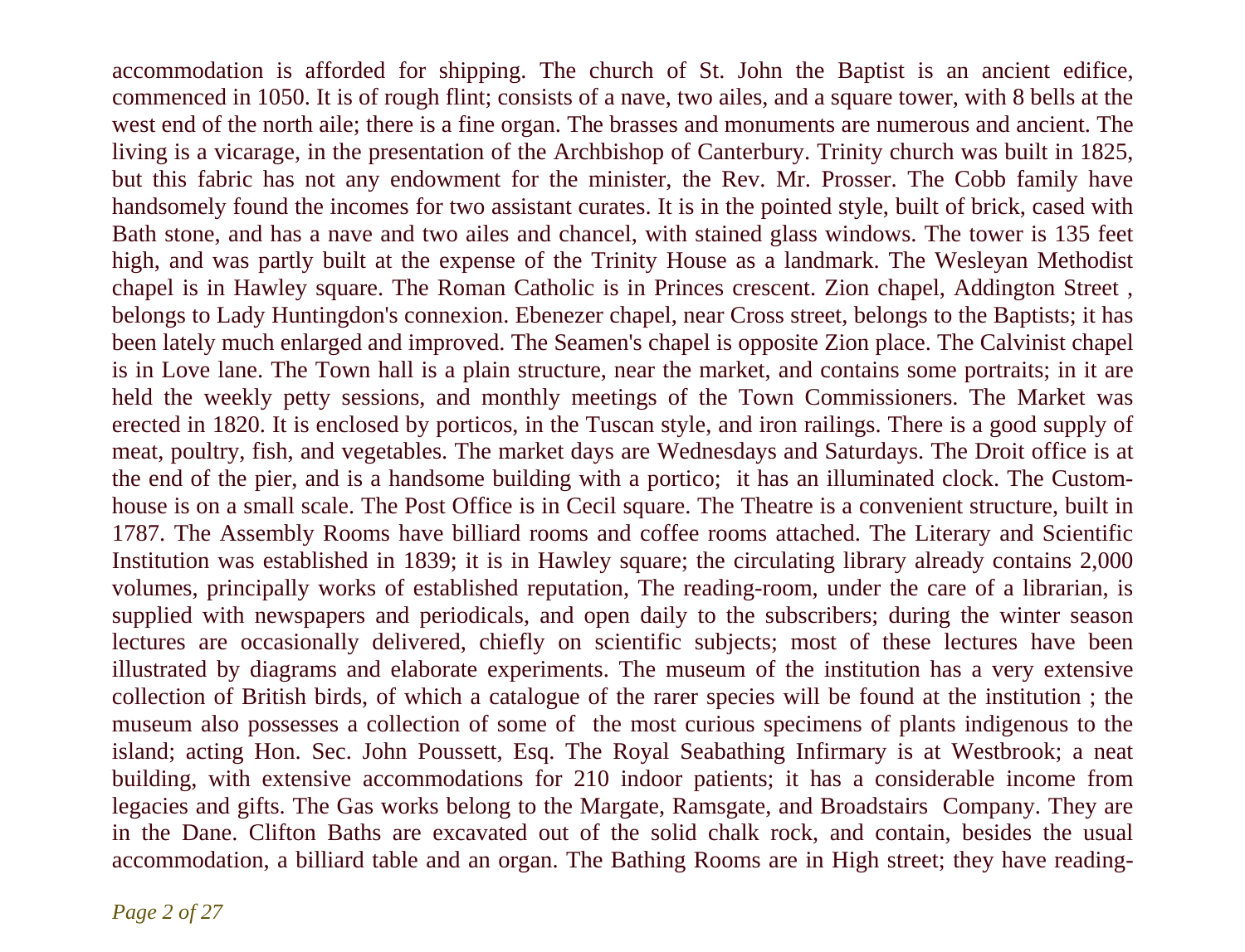accommodation is afforded for shipping. The church of St. John the Baptist is an ancient edifice, commenced in 1050. It is of rough flint; consists of a nave, two ailes, and a square tower, with 8 bells at the west end of the north aile; there is a fine organ. The brasses and monuments are numerous and ancient. The living is a vicarage, in the presentation of the Archbishop of Canterbury. Trinity church was built in 1825, but this fabric has not any endowment for the minister, the Rev. Mr. Prosser. The Cobb family have handsomely found the incomes for two assistant curates. It is in the pointed style, built of brick, cased with Bath stone, and has a nave and two ailes and chancel, with stained glass windows. The tower is 135 feet high, and was partly built at the expense of the Trinity House as a landmark. The Wesleyan Methodist chapel is in Hawley square. The Roman Catholic is in Princes crescent. Zion chapel, Addington Street , belongs to Lady Huntingdon's connexion. Ebenezer chapel, near Cross street, belongs to the Baptists; it has been lately much enlarged and improved. The Seamen's chapel is opposite Zion place. The Calvinist chapel is in Love lane. The Town hall is a plain structure, near the market, and contains some portraits; in it are held the weekly petty sessions, and monthly meetings of the Town Commissioners. The Market was erected in 1820. It is enclosed by porticos, in the Tuscan style, and iron railings. There is a good supply of meat, poultry, fish, and vegetables. The market days are Wednesdays and Saturdays. The Droit office is at the end of the pier, and is a handsome building with a portico; it has an illuminated clock. The Custom-house is on a small scale. The Post Office is in Cecil square. The Theatre is a convenient structure, built in 1787. The Assembly Rooms have billiard rooms and coffee rooms attached. The Literary and Scientific Institution was established in 1839; it is in Hawley square; the circulating library already contains 2,000 volumes, principally works of established reputation, The reading-room, under the care of a librarian, is supplied with newspapers and periodicals, and open daily to the subscribers; during the winter season lectures are occasionally delivered, chiefly on scientific subjects; most of these lectures have been illustrated by diagrams and elaborate experiments. The museum of the institution has a very extensive collection of British birds, of which a catalogue of the rarer species will be found at the institution ; the museum also possesses a collection of some of the most curious specimens of plants indigenous to the island; acting Hon. Sec. John Poussett, Esq. The Royal Seabathing Infirmary is at Westbrook; a neat building, with extensive accommodations for 210 indoor patients; it has a considerable income from legacies and gifts. The Gas works belong to the Margate, Ramsgate, and Broadstairs Company. They are in the Dane. Clifton Baths are excavated out of the solid chalk rock, and contain, besides the usual accommodation, a billiard table and an organ. The Bathing Rooms are in High street; they have reading-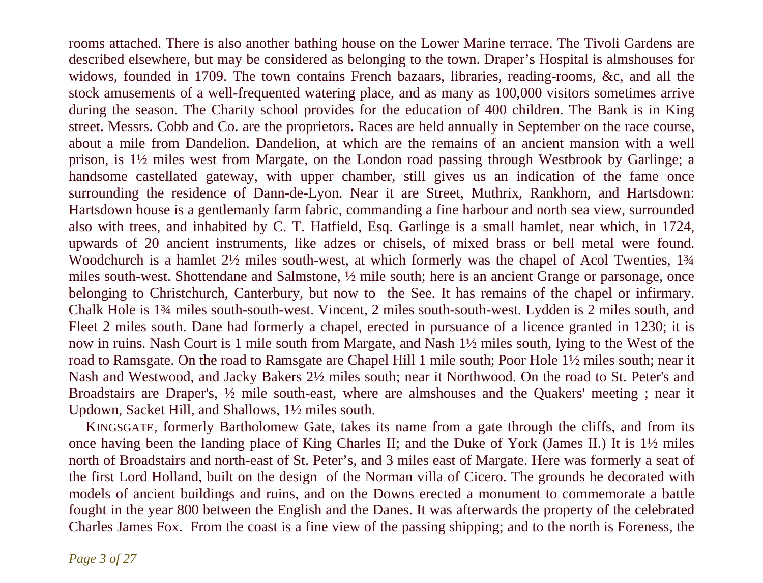rooms attached. There is also another bathing house on the Lower Marine terrace. The Tivoli Gardens are described elsewhere, but may be considered as belonging to the town. Draper's Hospital is almshouses for widows, founded in 1709. The town contains French bazaars, libraries, reading-rooms, &c, and all the stock amusements of a well-frequented watering place, and as many as 100,000 visitors sometimes arrive during the season. The Charity school provides for the education of 400 children. The Bank is in King street. Messrs. Cobb and Co. are the proprietors. Races are held annually in September on the race course, about a mile from Dandelion. Dandelion, at which are the remains of an ancient mansion with a well prison, is 1½ miles west from Margate, on the London road passing through Westbrook by Garlinge; a handsome castellated gateway, with upper chamber, still gives us an indication of the fame once surrounding the residence of Dann-de-Lyon. Near it are Street, Muthrix, Rankhorn, and Hartsdown: Hartsdown house is a gentlemanly farm fabric, commanding a fine harbour and north sea view, surrounded also with trees, and inhabited by C. T. Hatfield, Esq. Garlinge is a small hamlet, near which, in 1724, upwards of 20 ancient instruments, like adzes or chisels, of mixed brass or bell metal were found. Woodchurch is a hamlet 2½ miles south-west, at which formerly was the chapel of Acol Twenties, 1¾ miles south-west. Shottendane and Salmstone, ½ mile south; here is an ancient Grange or parsonage, once belonging to Christchurch, Canterbury, but now to the See. It has remains of the chapel or infirmary. Chalk Hole is 1¾ miles south-south-west. Vincent, 2 miles south-south-west. Lydden is 2 miles south, and Fleet 2 miles south. Dane had formerly a chapel, erected in pursuance of a licence granted in 1230; it is now in ruins. Nash Court is 1 mile south from Margate, and Nash 1½ miles south, lying to the West of the road to Ramsgate. On the road to Ramsgate are Chapel Hill 1 mile south; Poor Hole 1½ miles south; near it Nash and Westwood, and Jacky Bakers 2½ miles south; near it Northwood. On the road to St. Peter's and Broadstairs are Draper's, ½ mile south-east, where are almshouses and the Quakers' meeting ; near it Updown, Sacket Hill, and Shallows, 1½ miles south.

KINGSGATE, formerly Bartholomew Gate, takes its name from a gate through the cliffs, and from its once having been the landing place of King Charles II; and the Duke of York (James II.) It is 1½ miles north of Broadstairs and north-east of St. Peter's, and 3 miles east of Margate. Here was formerly a seat of the first Lord Holland, built on the design of the Norman villa of Cicero. The grounds he decorated with models of ancient buildings and ruins, and on the Downs erected a monument to commemorate a battle fought in the year 800 between the English and the Danes. It was afterwards the property of the celebrated Charles James Fox. From the coast is a fine view of the passing shipping; and to the north is Foreness, the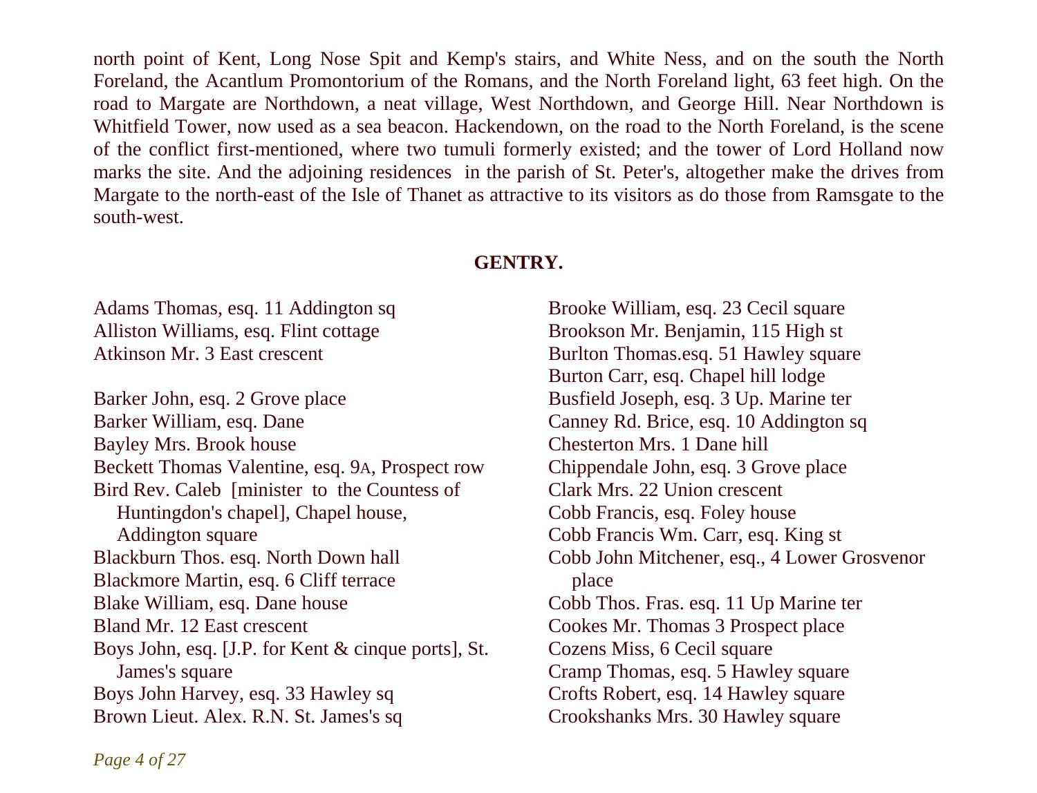north point of Kent, Long Nose Spit and Kemp's stairs, and White Ness, and on the south the North Foreland, the Acantlum Promontorium of the Romans, and the North Foreland light, 63 feet high. On the road to Margate are Northdown, a neat village, West Northdown, and George Hill. Near Northdown is Whitfield Tower, now used as a sea beacon. Hackendown, on the road to the North Foreland, is the scene of the conflict first-mentioned, where two tumuli formerly existed; and the tower of Lord Holland now marks the site. And the adjoining residences in the parish of St. Peter's, altogether make the drives from Margate to the north-east of the Isle of Thanet as attractive to its visitors as do those from Ramsgate to the south-west.

## GENTRY.

Adams Thomas, esq. 11 Addington sq
Alliston Williams, esq. Flint cottage
Atkinson Mr. 3 East crescent

Barker John, esq. 2 Grove place
Barker William, esq. Dane
Bayley Mrs. Brook house
Beckett Thomas Valentine, esq. 9A, Prospect row
Bird Rev. Caleb [minister to the Countess of Huntingdon's chapel], Chapel house, Addington square
Blackburn Thos. esq. North Down hall
Blackmore Martin, esq. 6 Cliff terrace
Blake William, esq. Dane house
Bland Mr. 12 East crescent
Boys John, esq. [J.P. for Kent & cinque ports], St. James's square
Boys John Harvey, esq. 33 Hawley sq
Brown Lieut. Alex. R.N. St. James's sq
Brooke William, esq. 23 Cecil square
Brookson Mr. Benjamin, 115 High st
Burlton Thomas.esq. 51 Hawley square
Burton Carr, esq. Chapel hill lodge
Busfield Joseph, esq. 3 Up. Marine ter
Canney Rd. Brice, esq. 10 Addington sq
Chesterton Mrs. 1 Dane hill
Chippendale John, esq. 3 Grove place
Clark Mrs. 22 Union crescent
Cobb Francis, esq. Foley house
Cobb Francis Wm. Carr, esq. King st
Cobb John Mitchener, esq., 4 Lower Grosvenor place
Cobb Thos. Fras. esq. 11 Up Marine ter
Cookes Mr. Thomas 3 Prospect place
Cozens Miss, 6 Cecil square
Cramp Thomas, esq. 5 Hawley square
Crofts Robert, esq. 14 Hawley square
Crookshanks Mrs. 30 Hawley square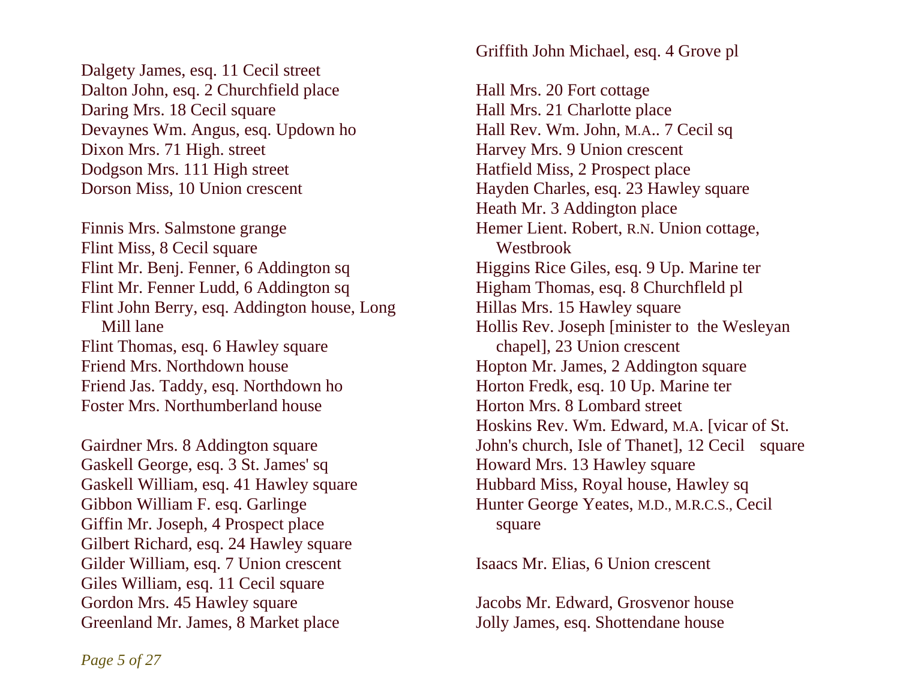Dalgety James, esq. 11 Cecil street
Dalton John, esq. 2 Churchfield place
Daring Mrs. 18 Cecil square
Devaynes Wm. Angus, esq. Updown ho
Dixon Mrs. 71 High. street
Dodgson Mrs. 111 High street
Dorson Miss, 10 Union crescent

Finnis Mrs. Salmstone grange
Flint Miss, 8 Cecil square
Flint Mr. Benj. Fenner, 6 Addington sq
Flint Mr. Fenner Ludd, 6 Addington sq
Flint John Berry, esq. Addington house, Long Mill lane
Flint Thomas, esq. 6 Hawley square
Friend Mrs. Northdown house
Friend Jas. Taddy, esq. Northdown ho
Foster Mrs. Northumberland house

Gairdner Mrs. 8 Addington square
Gaskell George, esq. 3 St. James' sq
Gaskell William, esq. 41 Hawley square
Gibbon William F. esq. Garlinge
Giffin Mr. Joseph, 4 Prospect place
Gilbert Richard, esq. 24 Hawley square
Gilder William, esq. 7 Union crescent
Giles William, esq. 11 Cecil square
Gordon Mrs. 45 Hawley square
Greenland Mr. James, 8 Market place
Griffith John Michael, esq. 4 Grove pl

Hall Mrs. 20 Fort cottage
Hall Mrs. 21 Charlotte place
Hall Rev. Wm. John, M.A.. 7 Cecil sq
Harvey Mrs. 9 Union crescent
Hatfield Miss, 2 Prospect place
Hayden Charles, esq. 23 Hawley square
Heath Mr. 3 Addington place
Hemer Lient. Robert, R.N. Union cottage, Westbrook
Higgins Rice Giles, esq. 9 Up. Marine ter
Higham Thomas, esq. 8 Churchfleld pl
Hillas Mrs. 15 Hawley square
Hollis Rev. Joseph [minister to the Wesleyan chapel], 23 Union crescent
Hopton Mr. James, 2 Addington square
Horton Fredk, esq. 10 Up. Marine ter
Horton Mrs. 8 Lombard street
Hoskins Rev. Wm. Edward, M.A. [vicar of St. John's church, Isle of Thanet], 12 Cecil square
Howard Mrs. 13 Hawley square
Hubbard Miss, Royal house, Hawley sq
Hunter George Yeates, M.D., M.R.C.S., Cecil square

Isaacs Mr. Elias, 6 Union crescent

Jacobs Mr. Edward, Grosvenor house
Jolly James, esq. Shottendane house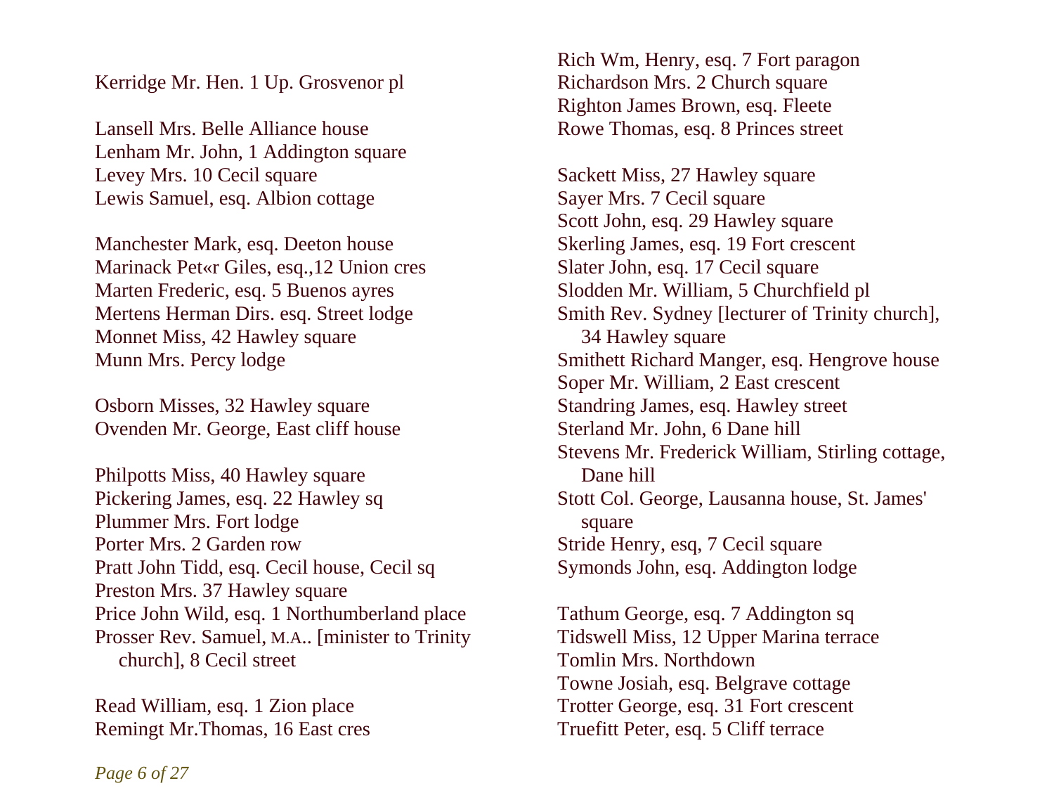Kerridge Mr. Hen. 1 Up. Grosvenor pl

Lansell Mrs. Belle Alliance house
Lenham Mr. John, 1 Addington square
Levey Mrs. 10 Cecil square
Lewis Samuel, esq. Albion cottage

Manchester Mark, esq. Deeton house
Marinack Pet«r Giles, esq.,12 Union cres
Marten Frederic, esq. 5 Buenos ayres
Mertens Herman Dirs. esq. Street lodge
Monnet Miss, 42 Hawley square
Munn Mrs. Percy lodge

Osborn Misses, 32 Hawley square
Ovenden Mr. George, East cliff house

Philpotts Miss, 40 Hawley square
Pickering James, esq. 22 Hawley sq
Plummer Mrs. Fort lodge
Porter Mrs. 2 Garden row
Pratt John Tidd, esq. Cecil house, Cecil sq
Preston Mrs. 37 Hawley square
Price John Wild, esq. 1 Northumberland place
Prosser Rev. Samuel, M.A.. [minister to Trinity church], 8 Cecil street

Read William, esq. 1 Zion place
Remingt Mr.Thomas, 16 East cres
Rich Wm, Henry, esq. 7 Fort paragon
Richardson Mrs. 2 Church square
Righton James Brown, esq. Fleete
Rowe Thomas, esq. 8 Princes street

Sackett Miss, 27 Hawley square
Sayer Mrs. 7 Cecil square
Scott John, esq. 29 Hawley square
Skerling James, esq. 19 Fort crescent
Slater John, esq. 17 Cecil square
Slodden Mr. William, 5 Churchfield pl
Smith Rev. Sydney [lecturer of Trinity church], 34 Hawley square
Smithett Richard Manger, esq. Hengrove house
Soper Mr. William, 2 East crescent
Standring James, esq. Hawley street
Sterland Mr. John, 6 Dane hill
Stevens Mr. Frederick William, Stirling cottage, Dane hill
Stott Col. George, Lausanna house, St. James' square
Stride Henry, esq, 7 Cecil square
Symonds John, esq. Addington lodge

Tathum George, esq. 7 Addington sq
Tidswell Miss, 12 Upper Marina terrace
Tomlin Mrs. Northdown
Towne Josiah, esq. Belgrave cottage
Trotter George, esq. 31 Fort crescent
Truefitt Peter, esq. 5 Cliff terrace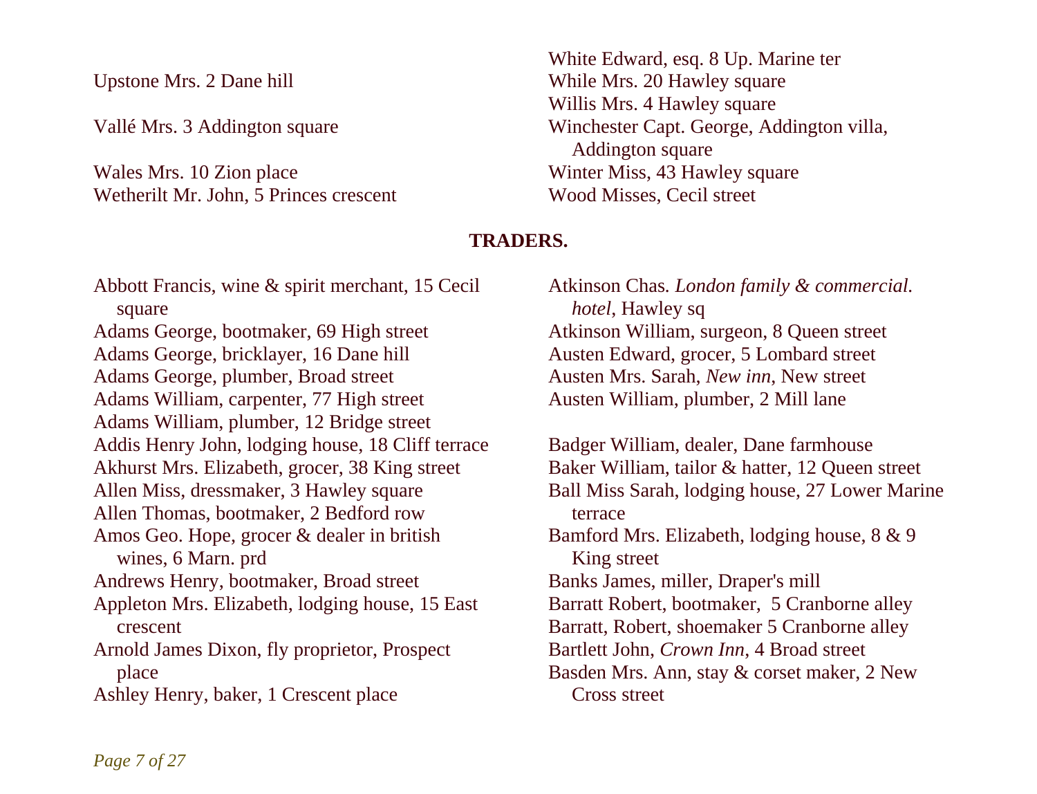Upstone Mrs. 2 Dane hill

Vallé Mrs. 3 Addington square

Wales Mrs. 10 Zion place
Wetherilt Mr. John, 5 Princes crescent

White Edward, esq. 8 Up. Marine ter
While Mrs. 20 Hawley square
Willis Mrs. 4 Hawley square
Winchester Capt. George, Addington villa, Addington square
Winter Miss, 43 Hawley square
Wood Misses, Cecil street

## TRADERS.

Abbott Francis, wine & spirit merchant, 15 Cecil square
Adams George, bootmaker, 69 High street
Adams George, bricklayer, 16 Dane hill
Adams George, plumber, Broad street
Adams William, carpenter, 77 High street
Adams William, plumber, 12 Bridge street
Addis Henry John, lodging house, 18 Cliff terrace
Akhurst Mrs. Elizabeth, grocer, 38 King street
Allen Miss, dressmaker, 3 Hawley square
Allen Thomas, bootmaker, 2 Bedford row
Amos Geo. Hope, grocer & dealer in british wines, 6 Marn. prd
Andrews Henry, bootmaker, Broad street
Appleton Mrs. Elizabeth, lodging house, 15 East crescent
Arnold James Dixon, fly proprietor, Prospect place
Ashley Henry, baker, 1 Crescent place
Atkinson Chas. *London family & commercial. hotel*, Hawley sq
Atkinson William, surgeon, 8 Queen street
Austen Edward, grocer, 5 Lombard street
Austen Mrs. Sarah, *New inn*, New street
Austen William, plumber, 2 Mill lane

Badger William, dealer, Dane farmhouse
Baker William, tailor & hatter, 12 Queen street
Ball Miss Sarah, lodging house, 27 Lower Marine terrace
Bamford Mrs. Elizabeth, lodging house, 8 & 9 King street
Banks James, miller, Draper's mill
Barratt Robert, bootmaker, 5 Cranborne alley
Barratt, Robert, shoemaker 5 Cranborne alley
Bartlett John, *Crown Inn*, 4 Broad street
Basden Mrs. Ann, stay & corset maker, 2 New Cross street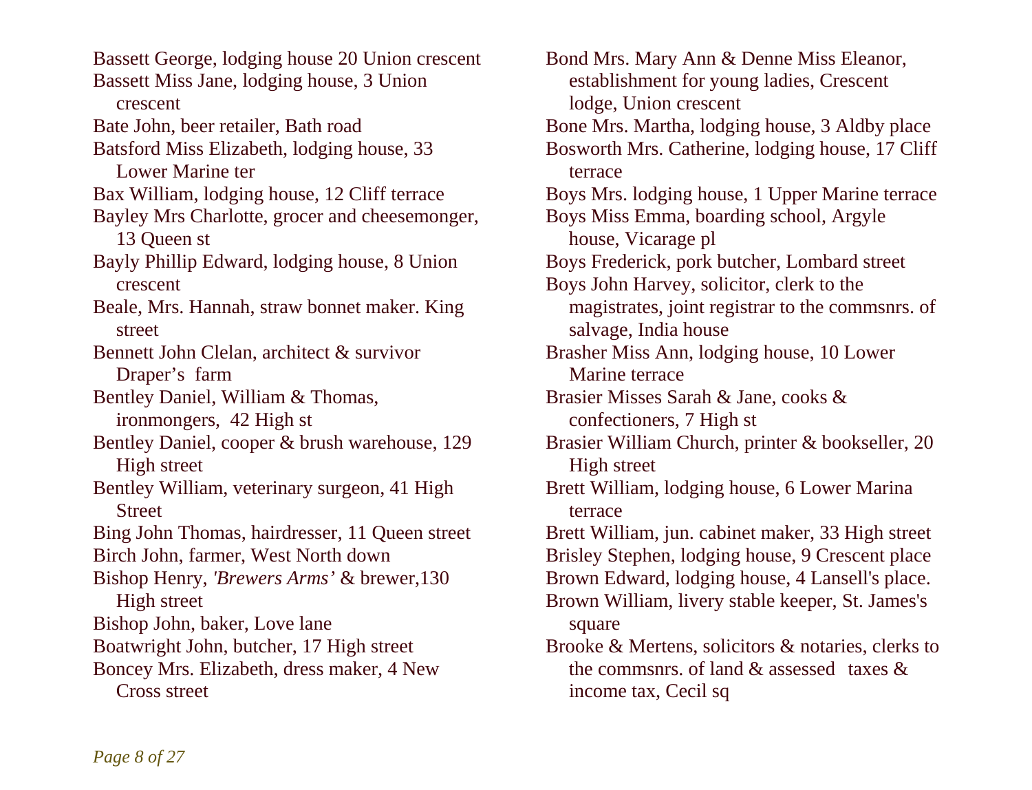Bassett George, lodging house 20 Union crescent

Bassett Miss Jane, lodging house, 3 Union crescent

Bate John, beer retailer, Bath road

Batsford Miss Elizabeth, lodging house, 33 Lower Marine ter

Bax William, lodging house, 12 Cliff terrace

Bayley Mrs Charlotte, grocer and cheesemonger, 13 Queen st

Bayly Phillip Edward, lodging house, 8 Union crescent

Beale, Mrs. Hannah, straw bonnet maker. King street

Bennett John Clelan, architect & survivor Draper's farm

Bentley Daniel, William & Thomas, ironmongers, 42 High st

Bentley Daniel, cooper & brush warehouse, 129 High street

Bentley William, veterinary surgeon, 41 High Street

Bing John Thomas, hairdresser, 11 Queen street

Birch John, farmer, West North down

Bishop Henry, *'Brewers Arms'* & brewer,130 High street

Bishop John, baker, Love lane

Boatwright John, butcher, 17 High street

Boncey Mrs. Elizabeth, dress maker, 4 New Cross street

Bond Mrs. Mary Ann & Denne Miss Eleanor, establishment for young ladies, Crescent lodge, Union crescent

Bone Mrs. Martha, lodging house, 3 Aldby place

Bosworth Mrs. Catherine, lodging house, 17 Cliff terrace

Boys Mrs. lodging house, 1 Upper Marine terrace

Boys Miss Emma, boarding school, Argyle house, Vicarage pl

Boys Frederick, pork butcher, Lombard street

Boys John Harvey, solicitor, clerk to the magistrates, joint registrar to the commsnrs. of salvage, India house

Brasher Miss Ann, lodging house, 10 Lower Marine terrace

Brasier Misses Sarah & Jane, cooks & confectioners, 7 High st

Brasier William Church, printer & bookseller, 20 High street

Brett William, lodging house, 6 Lower Marina terrace

Brett William, jun. cabinet maker, 33 High street

Brisley Stephen, lodging house, 9 Crescent place

Brown Edward, lodging house, 4 Lansell's place.

Brown William, livery stable keeper, St. James's square

Brooke & Mertens, solicitors & notaries, clerks to the commsnrs. of land & assessed taxes & income tax, Cecil sq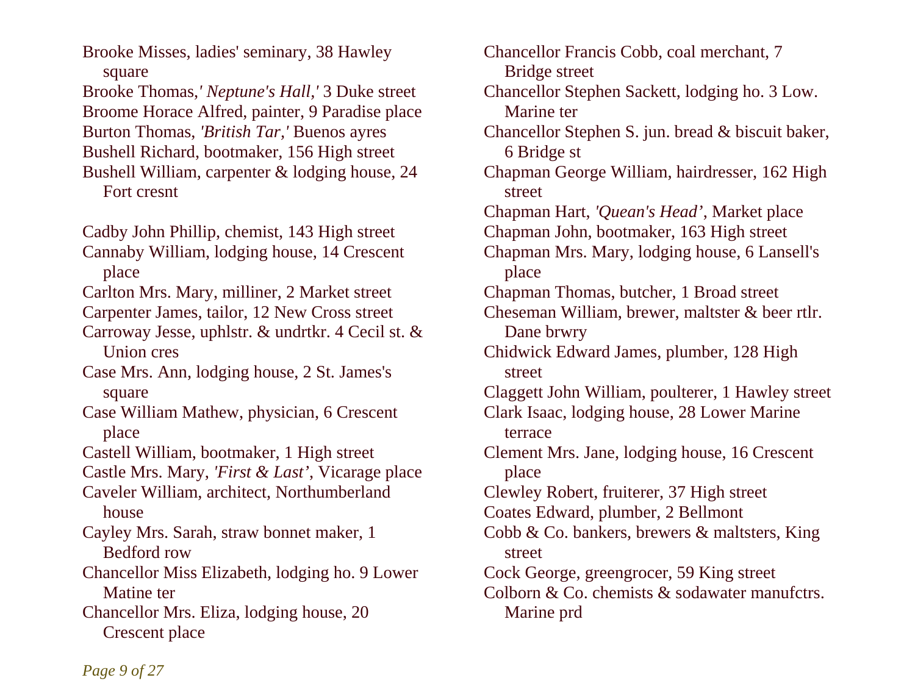Brooke Misses, ladies' seminary, 38 Hawley square

Brooke Thomas,*' Neptune's Hall,'* 3 Duke street

Broome Horace Alfred, painter, 9 Paradise place

Burton Thomas, *'British Tar,'* Buenos ayres

Bushell Richard, bootmaker, 156 High street

Bushell William, carpenter & lodging house, 24 Fort cresnt

Cadby John Phillip, chemist, 143 High street

Cannaby William, lodging house, 14 Crescent place

Carlton Mrs. Mary, milliner, 2 Market street

Carpenter James, tailor, 12 New Cross street

Carroway Jesse, uphlstr. & undrtkr. 4 Cecil st. & Union cres

Case Mrs. Ann, lodging house, 2 St. James's square

Case William Mathew, physician, 6 Crescent place

Castell William, bootmaker, 1 High street

Castle Mrs. Mary, *'First & Last'*, Vicarage place

Caveler William, architect, Northumberland house

Cayley Mrs. Sarah, straw bonnet maker, 1 Bedford row

Chancellor Miss Elizabeth, lodging ho. 9 Lower Matine ter

Chancellor Mrs. Eliza, lodging house, 20 Crescent place

Chancellor Francis Cobb, coal merchant, 7 Bridge street

Chancellor Stephen Sackett, lodging ho. 3 Low. Marine ter

Chancellor Stephen S. jun. bread & biscuit baker, 6 Bridge st

Chapman George William, hairdresser, 162 High street

Chapman Hart, *'Quean's Head'*, Market place

Chapman John, bootmaker, 163 High street

Chapman Mrs. Mary, lodging house, 6 Lansell's place

Chapman Thomas, butcher, 1 Broad street

Cheseman William, brewer, maltster & beer rtlr. Dane brwry

Chidwick Edward James, plumber, 128 High street

Claggett John William, poulterer, 1 Hawley street

Clark Isaac, lodging house, 28 Lower Marine terrace

Clement Mrs. Jane, lodging house, 16 Crescent place

Clewley Robert, fruiterer, 37 High street

Coates Edward, plumber, 2 Bellmont

Cobb & Co. bankers, brewers & maltsters, King street

Cock George, greengrocer, 59 King street

Colborn & Co. chemists & sodawater manufctrs. Marine prd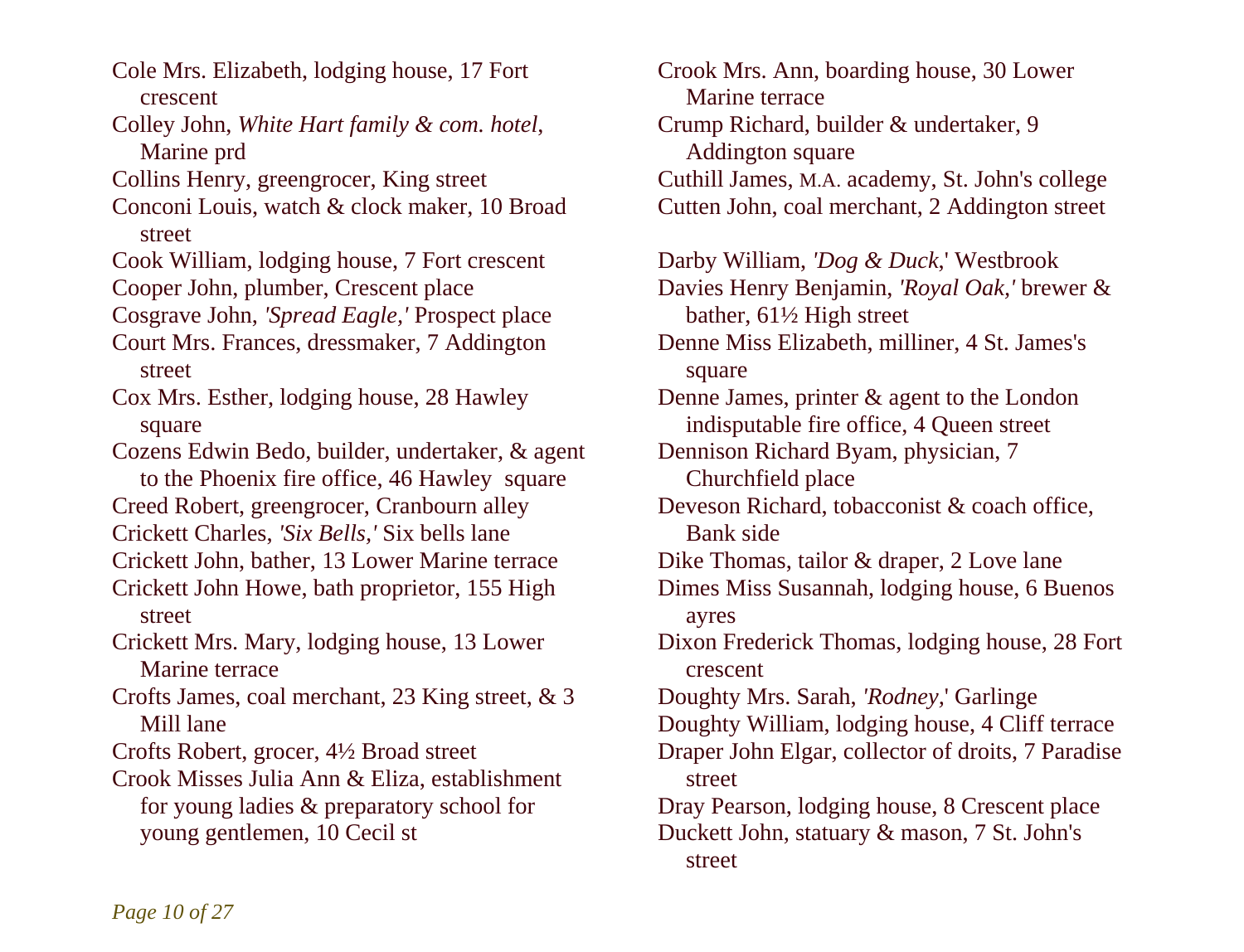Cole Mrs. Elizabeth, lodging house, 17 Fort crescent

Colley John, *White Hart family & com. hotel,* Marine prd

Collins Henry, greengrocer, King street

Conconi Louis, watch & clock maker, 10 Broad street

Cook William, lodging house, 7 Fort crescent

Cooper John, plumber, Crescent place

Cosgrave John, *'Spread Eagle,'* Prospect place

Court Mrs. Frances, dressmaker, 7 Addington street

Cox Mrs. Esther, lodging house, 28 Hawley square

Cozens Edwin Bedo, builder, undertaker, & agent to the Phoenix fire office, 46 Hawley square

Creed Robert, greengrocer, Cranbourn alley

Crickett Charles, *'Six Bells,'* Six bells lane

Crickett John, bather, 13 Lower Marine terrace

Crickett John Howe, bath proprietor, 155 High street

Crickett Mrs. Mary, lodging house, 13 Lower Marine terrace

Crofts James, coal merchant, 23 King street, & 3 Mill lane

Crofts Robert, grocer, 4½ Broad street

Crook Misses Julia Ann & Eliza, establishment for young ladies & preparatory school for young gentlemen, 10 Cecil st

Crook Mrs. Ann, boarding house, 30 Lower Marine terrace

Crump Richard, builder & undertaker, 9 Addington square

Cuthill James, M.A. academy, St. John's college

Cutten John, coal merchant, 2 Addington street

Darby William, *'Dog & Duck,'* Westbrook

Davies Henry Benjamin, *'Royal Oak,'* brewer & bather, 61½ High street

Denne Miss Elizabeth, milliner, 4 St. James's square

Denne James, printer & agent to the London indisputable fire office, 4 Queen street

Dennison Richard Byam, physician, 7 Churchfield place

Deveson Richard, tobacconist & coach office, Bank side

Dike Thomas, tailor & draper, 2 Love lane

Dimes Miss Susannah, lodging house, 6 Buenos ayres

Dixon Frederick Thomas, lodging house, 28 Fort crescent

Doughty Mrs. Sarah, *'Rodney,'* Garlinge

Doughty William, lodging house, 4 Cliff terrace

Draper John Elgar, collector of droits, 7 Paradise street

Dray Pearson, lodging house, 8 Crescent place

Duckett John, statuary & mason, 7 St. John's street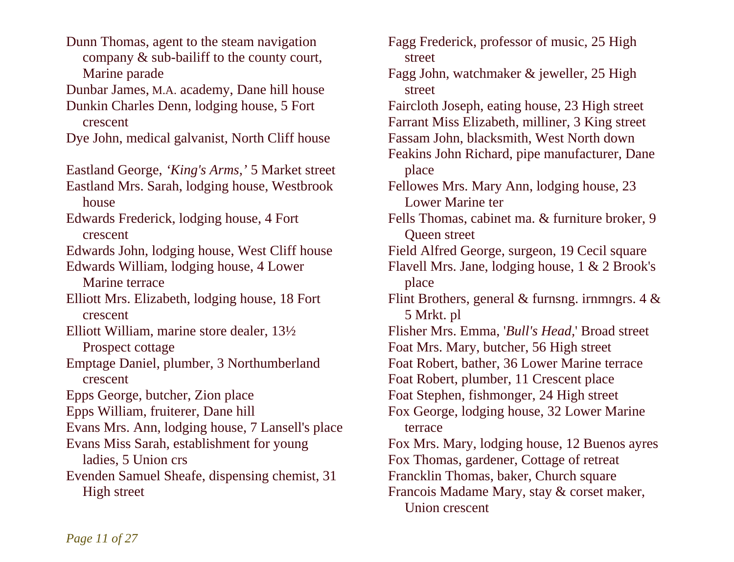Dunn Thomas, agent to the steam navigation company & sub-bailiff to the county court, Marine parade

Dunbar James, M.A. academy, Dane hill house

Dunkin Charles Denn, lodging house, 5 Fort crescent

Dye John, medical galvanist, North Cliff house

Eastland George, *'King's Arms,'* 5 Market street

Eastland Mrs. Sarah, lodging house, Westbrook house

Edwards Frederick, lodging house, 4 Fort crescent

Edwards John, lodging house, West Cliff house

Edwards William, lodging house, 4 Lower Marine terrace

Elliott Mrs. Elizabeth, lodging house, 18 Fort crescent

Elliott William, marine store dealer, 13½ Prospect cottage

Emptage Daniel, plumber, 3 Northumberland crescent

Epps George, butcher, Zion place

Epps William, fruiterer, Dane hill

Evans Mrs. Ann, lodging house, 7 Lansell's place

Evans Miss Sarah, establishment for young ladies, 5 Union crs

Evenden Samuel Sheafe, dispensing chemist, 31 High street

Fagg Frederick, professor of music, 25 High street

Fagg John, watchmaker & jeweller, 25 High street

Faircloth Joseph, eating house, 23 High street

Farrant Miss Elizabeth, milliner, 3 King street

Fassam John, blacksmith, West North down

Feakins John Richard, pipe manufacturer, Dane place

Fellowes Mrs. Mary Ann, lodging house, 23 Lower Marine ter

Fells Thomas, cabinet ma. & furniture broker, 9 Queen street

Field Alfred George, surgeon, 19 Cecil square

Flavell Mrs. Jane, lodging house, 1 & 2 Brook's place

Flint Brothers, general & furnsng. irnmngrs. 4 & 5 Mrkt. pl

Flisher Mrs. Emma, '*Bull's Head*,' Broad street

Foat Mrs. Mary, butcher, 56 High street

Foat Robert, bather, 36 Lower Marine terrace

Foat Robert, plumber, 11 Crescent place

Foat Stephen, fishmonger, 24 High street

Fox George, lodging house, 32 Lower Marine terrace

Fox Mrs. Mary, lodging house, 12 Buenos ayres

Fox Thomas, gardener, Cottage of retreat

Francklin Thomas, baker, Church square

Francois Madame Mary, stay & corset maker, Union crescent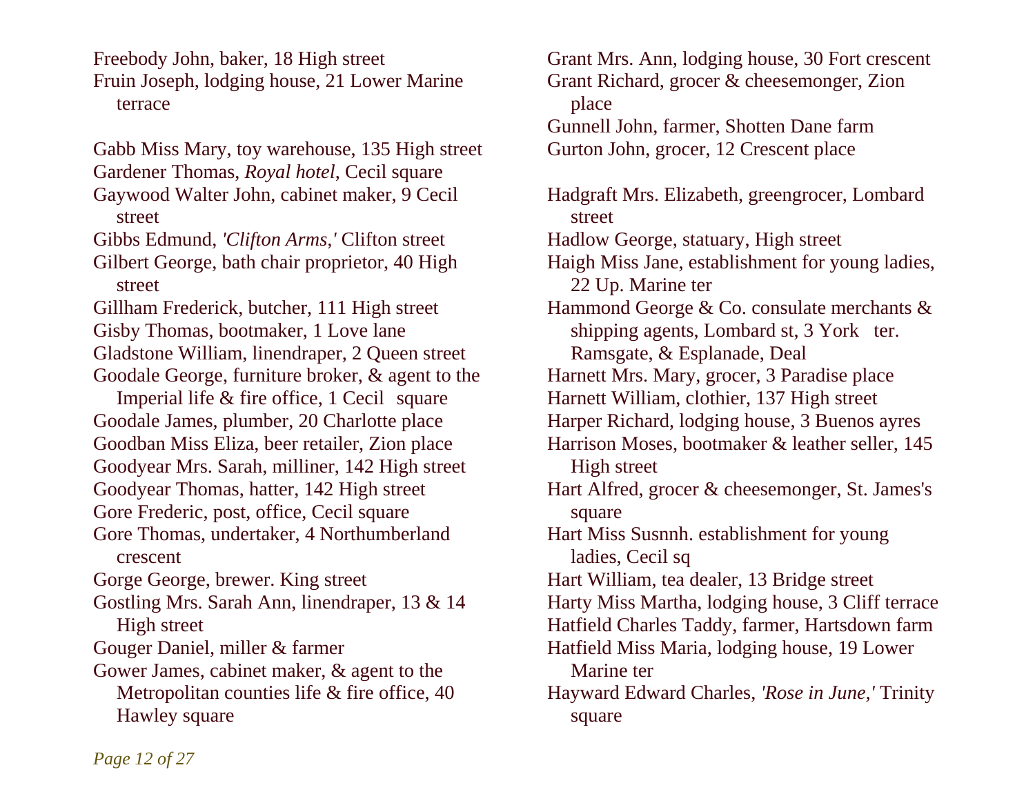Freebody John, baker, 18 High street

Fruin Joseph, lodging house, 21 Lower Marine terrace

Gabb Miss Mary, toy warehouse, 135 High street

Gardener Thomas, *Royal hotel*, Cecil square

Gaywood Walter John, cabinet maker, 9 Cecil street

Gibbs Edmund, *'Clifton Arms,'* Clifton street

Gilbert George, bath chair proprietor, 40 High street

Gillham Frederick, butcher, 111 High street

Gisby Thomas, bootmaker, 1 Love lane

Gladstone William, linendraper, 2 Queen street

Goodale George, furniture broker, & agent to the Imperial life & fire office, 1 Cecil square

Goodale James, plumber, 20 Charlotte place

Goodban Miss Eliza, beer retailer, Zion place

Goodyear Mrs. Sarah, milliner, 142 High street

Goodyear Thomas, hatter, 142 High street

Gore Frederic, post, office, Cecil square

Gore Thomas, undertaker, 4 Northumberland crescent

Gorge George, brewer. King street

Gostling Mrs. Sarah Ann, linendraper, 13 & 14 High street

Gouger Daniel, miller & farmer

Gower James, cabinet maker, & agent to the Metropolitan counties life & fire office, 40 Hawley square

Grant Mrs. Ann, lodging house, 30 Fort crescent

Grant Richard, grocer & cheesemonger, Zion place

Gunnell John, farmer, Shotten Dane farm

Gurton John, grocer, 12 Crescent place

Hadgraft Mrs. Elizabeth, greengrocer, Lombard street

Hadlow George, statuary, High street

Haigh Miss Jane, establishment for young ladies, 22 Up. Marine ter

Hammond George & Co. consulate merchants & shipping agents, Lombard st, 3 York ter. Ramsgate, & Esplanade, Deal

Harnett Mrs. Mary, grocer, 3 Paradise place

Harnett William, clothier, 137 High street

Harper Richard, lodging house, 3 Buenos ayres

Harrison Moses, bootmaker & leather seller, 145 High street

Hart Alfred, grocer & cheesemonger, St. James's square

Hart Miss Susnnh. establishment for young ladies, Cecil sq

Hart William, tea dealer, 13 Bridge street

Harty Miss Martha, lodging house, 3 Cliff terrace

Hatfield Charles Taddy, farmer, Hartsdown farm

Hatfield Miss Maria, lodging house, 19 Lower Marine ter

Hayward Edward Charles, *'Rose in June,'* Trinity square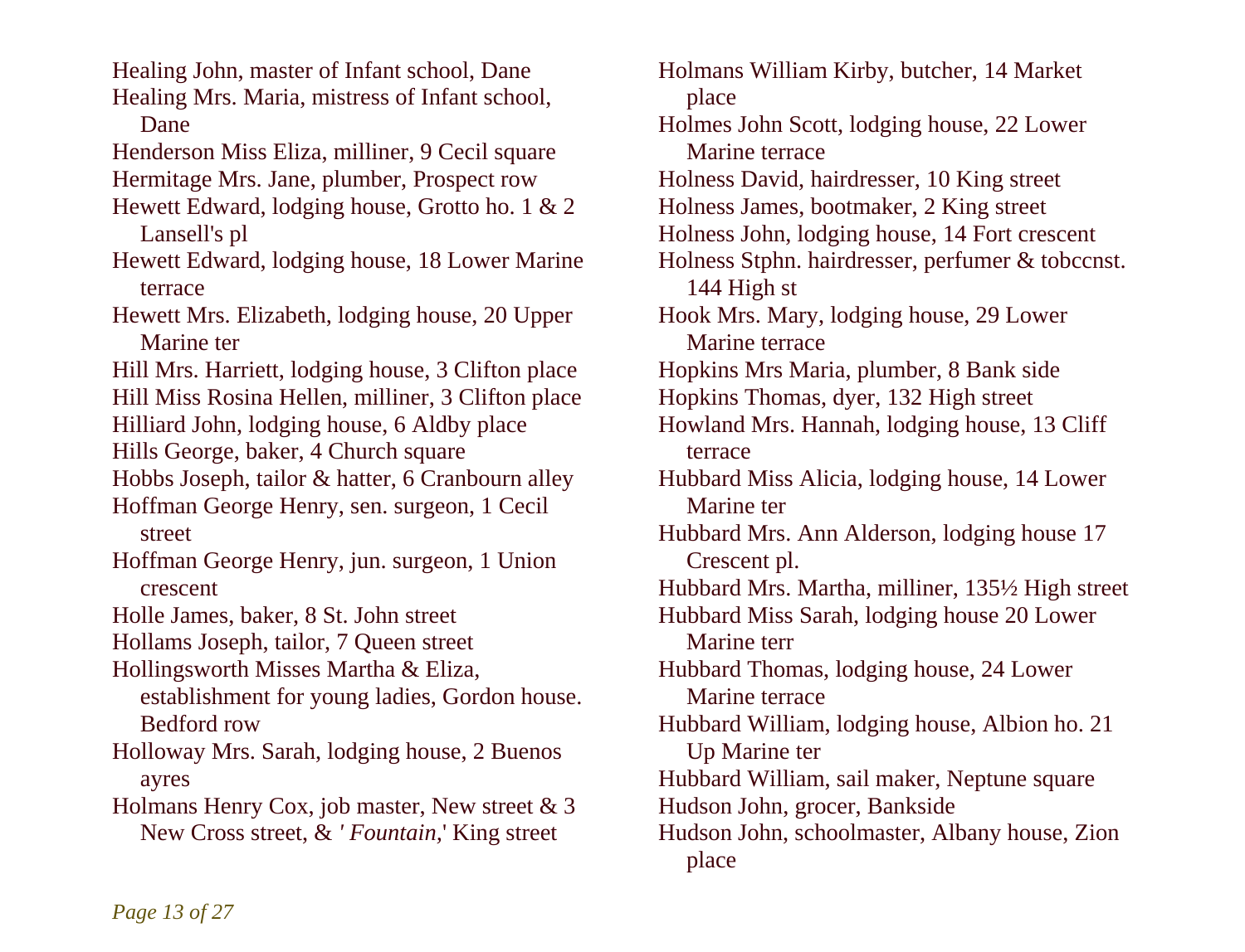Healing John, master of Infant school, Dane

Healing Mrs. Maria, mistress of Infant school, Dane

Henderson Miss Eliza, milliner, 9 Cecil square

Hermitage Mrs. Jane, plumber, Prospect row

Hewett Edward, lodging house, Grotto ho. 1 & 2 Lansell's pl

Hewett Edward, lodging house, 18 Lower Marine terrace

Hewett Mrs. Elizabeth, lodging house, 20 Upper Marine ter

Hill Mrs. Harriett, lodging house, 3 Clifton place

Hill Miss Rosina Hellen, milliner, 3 Clifton place

Hilliard John, lodging house, 6 Aldby place

Hills George, baker, 4 Church square

Hobbs Joseph, tailor & hatter, 6 Cranbourn alley

Hoffman George Henry, sen. surgeon, 1 Cecil street

Hoffman George Henry, jun. surgeon, 1 Union crescent

Holle James, baker, 8 St. John street

Hollams Joseph, tailor, 7 Queen street

Hollingsworth Misses Martha & Eliza, establishment for young ladies, Gordon house. Bedford row

Holloway Mrs. Sarah, lodging house, 2 Buenos ayres

Holmans Henry Cox, job master, New street & 3 New Cross street, & '*Fountain*,' King street

Holmans William Kirby, butcher, 14 Market place

Holmes John Scott, lodging house, 22 Lower Marine terrace

Holness David, hairdresser, 10 King street

Holness James, bootmaker, 2 King street

Holness John, lodging house, 14 Fort crescent

Holness Stphn. hairdresser, perfumer & tobccnst. 144 High st

Hook Mrs. Mary, lodging house, 29 Lower Marine terrace

Hopkins Mrs Maria, plumber, 8 Bank side

Hopkins Thomas, dyer, 132 High street

Howland Mrs. Hannah, lodging house, 13 Cliff terrace

Hubbard Miss Alicia, lodging house, 14 Lower Marine ter

Hubbard Mrs. Ann Alderson, lodging house 17 Crescent pl.

Hubbard Mrs. Martha, milliner, 135½ High street

Hubbard Miss Sarah, lodging house 20 Lower Marine terr

Hubbard Thomas, lodging house, 24 Lower Marine terrace

Hubbard William, lodging house, Albion ho. 21 Up Marine ter

Hubbard William, sail maker, Neptune square

Hudson John, grocer, Bankside

Hudson John, schoolmaster, Albany house, Zion place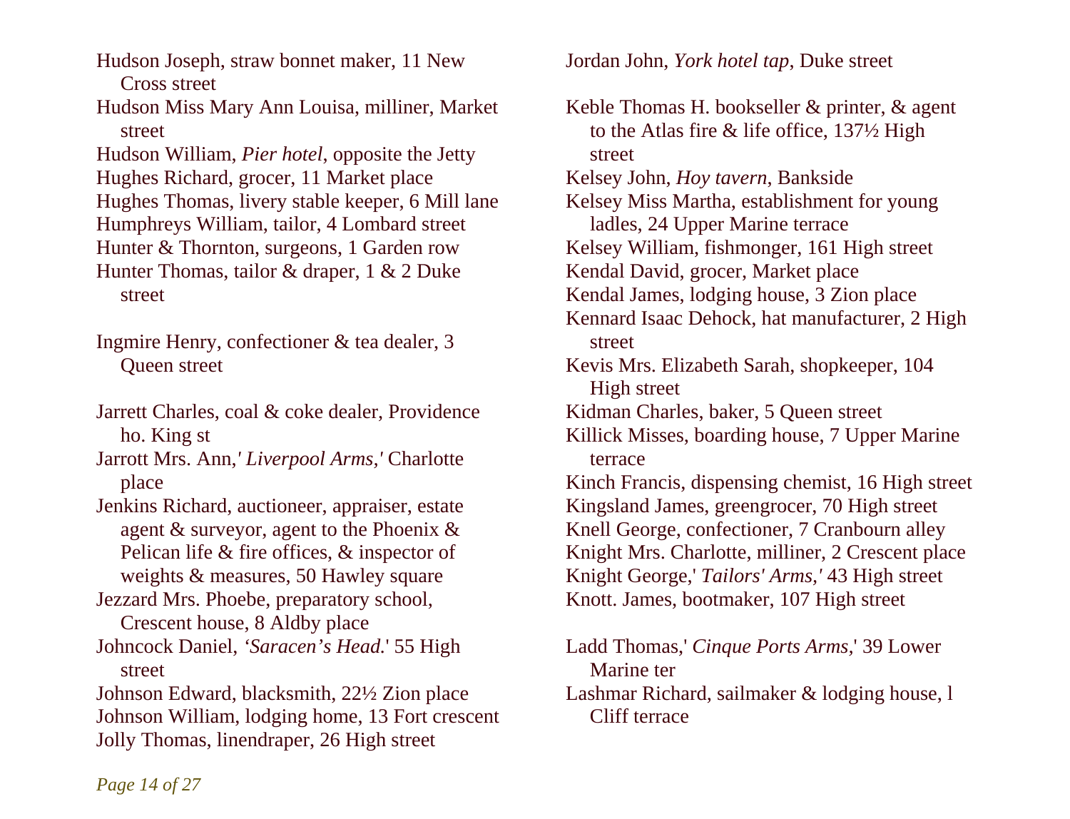Hudson Joseph, straw bonnet maker, 11 New Cross street

Hudson Miss Mary Ann Louisa, milliner, Market street

Hudson William, *Pier hotel*, opposite the Jetty

Hughes Richard, grocer, 11 Market place

Hughes Thomas, livery stable keeper, 6 Mill lane

Humphreys William, tailor, 4 Lombard street

Hunter & Thornton, surgeons, 1 Garden row

Hunter Thomas, tailor & draper, 1 & 2 Duke street

Ingmire Henry, confectioner & tea dealer, 3 Queen street

Jarrett Charles, coal & coke dealer, Providence ho. King st

Jarrott Mrs. Ann,*' Liverpool Arms,'* Charlotte place

Jenkins Richard, auctioneer, appraiser, estate agent & surveyor, agent to the Phoenix & Pelican life & fire offices, & inspector of weights & measures, 50 Hawley square

Jezzard Mrs. Phoebe, preparatory school, Crescent house, 8 Aldby place

Johncock Daniel, *'Saracen's Head.*' 55 High street

Johnson Edward, blacksmith, 22½ Zion place

Johnson William, lodging home, 13 Fort crescent

Jolly Thomas, linendraper, 26 High street

Jordan John, *York hotel tap*, Duke street

Keble Thomas H. bookseller & printer, & agent to the Atlas fire & life office, 137½ High street

Kelsey John, *Hoy tavern*, Bankside

Kelsey Miss Martha, establishment for young ladles, 24 Upper Marine terrace

Kelsey William, fishmonger, 161 High street

Kendal David, grocer, Market place

Kendal James, lodging house, 3 Zion place

Kennard Isaac Dehock, hat manufacturer, 2 High street

Kevis Mrs. Elizabeth Sarah, shopkeeper, 104 High street

Kidman Charles, baker, 5 Queen street

Killick Misses, boarding house, 7 Upper Marine terrace

Kinch Francis, dispensing chemist, 16 High street

Kingsland James, greengrocer, 70 High street

Knell George, confectioner, 7 Cranbourn alley

Knight Mrs. Charlotte, milliner, 2 Crescent place

Knight George,' *Tailors' Arms,'* 43 High street

Knott. James, bootmaker, 107 High street

Ladd Thomas,' *Cinque Ports Arms,*' 39 Lower Marine ter

Lashmar Richard, sailmaker & lodging house, l Cliff terrace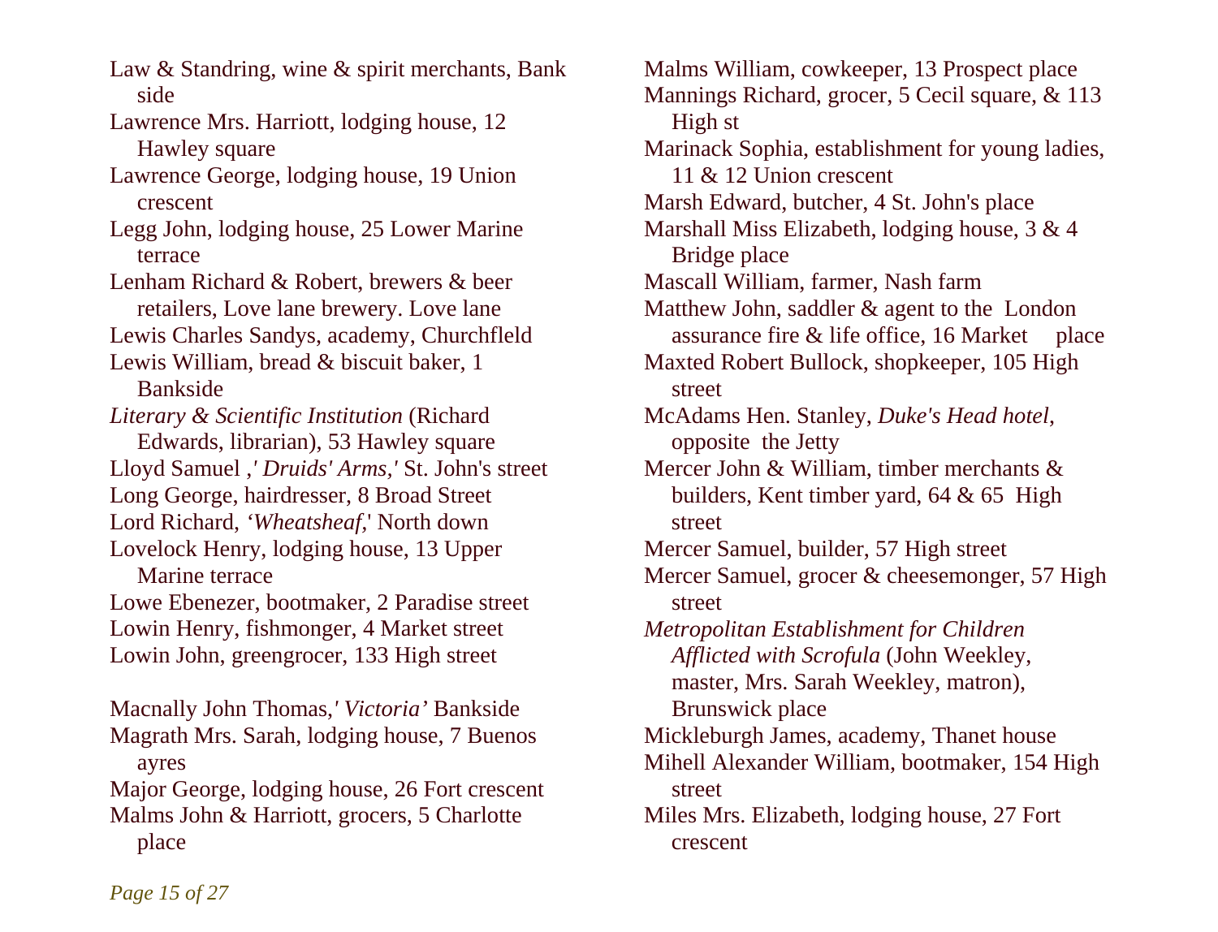Law & Standring, wine & spirit merchants, Bank side

Lawrence Mrs. Harriott, lodging house, 12 Hawley square

Lawrence George, lodging house, 19 Union crescent

Legg John, lodging house, 25 Lower Marine terrace

Lenham Richard & Robert, brewers & beer retailers, Love lane brewery. Love lane

Lewis Charles Sandys, academy, Churchfleld

Lewis William, bread & biscuit baker, 1 Bankside

*Literary & Scientific Institution* (Richard Edwards, librarian), 53 Hawley square

Lloyd Samuel ,*' Druids' Arms,'* St. John's street

Long George, hairdresser, 8 Broad Street

Lord Richard, *'Wheatsheaf,*' North down

Lovelock Henry, lodging house, 13 Upper Marine terrace

Lowe Ebenezer, bootmaker, 2 Paradise street

Lowin Henry, fishmonger, 4 Market street

Lowin John, greengrocer, 133 High street

Macnally John Thomas,*' Victoria'* Bankside

Magrath Mrs. Sarah, lodging house, 7 Buenos ayres

Major George, lodging house, 26 Fort crescent

Malms John & Harriott, grocers, 5 Charlotte place

Malms William, cowkeeper, 13 Prospect place

Mannings Richard, grocer, 5 Cecil square, & 113 High st

Marinack Sophia, establishment for young ladies, 11 & 12 Union crescent

Marsh Edward, butcher, 4 St. John's place

Marshall Miss Elizabeth, lodging house, 3 & 4 Bridge place

Mascall William, farmer, Nash farm

Matthew John, saddler & agent to the London assurance fire & life office, 16 Market place

Maxted Robert Bullock, shopkeeper, 105 High street

McAdams Hen. Stanley, *Duke's Head hotel,* opposite the Jetty

Mercer John & William, timber merchants & builders, Kent timber yard, 64 & 65 High street

Mercer Samuel, builder, 57 High street

Mercer Samuel, grocer & cheesemonger, 57 High street

*Metropolitan Establishment for Children Afflicted with Scrofula* (John Weekley, master, Mrs. Sarah Weekley, matron), Brunswick place

Mickleburgh James, academy, Thanet house

Mihell Alexander William, bootmaker, 154 High street

Miles Mrs. Elizabeth, lodging house, 27 Fort crescent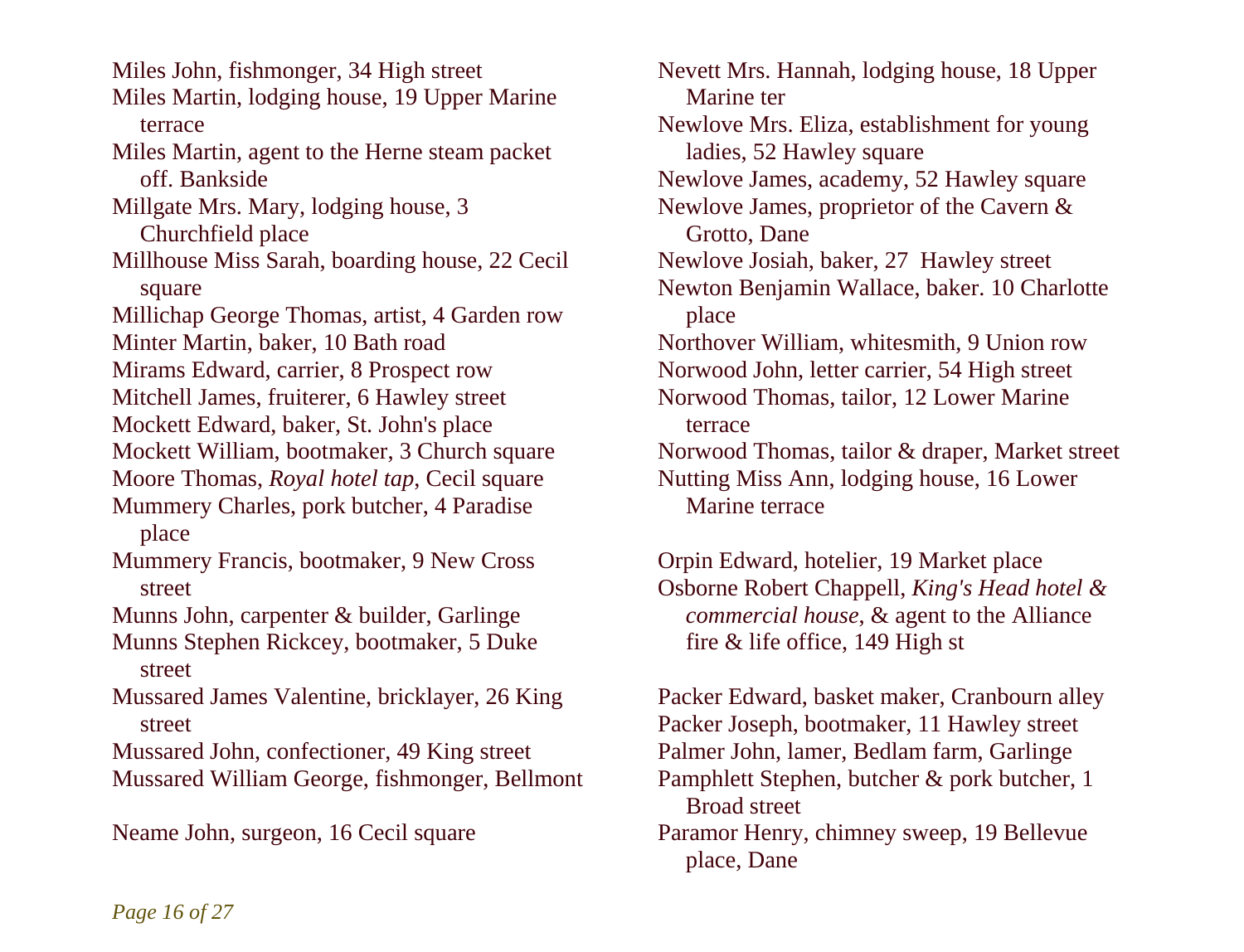Miles John, fishmonger, 34 High street

Miles Martin, lodging house, 19 Upper Marine terrace

Miles Martin, agent to the Herne steam packet off. Bankside

Millgate Mrs. Mary, lodging house, 3 Churchfield place

Millhouse Miss Sarah, boarding house, 22 Cecil square

Millichap George Thomas, artist, 4 Garden row

Minter Martin, baker, 10 Bath road

Mirams Edward, carrier, 8 Prospect row

Mitchell James, fruiterer, 6 Hawley street

Mockett Edward, baker, St. John's place

Mockett William, bootmaker, 3 Church square

Moore Thomas, *Royal hotel tap*, Cecil square

Mummery Charles, pork butcher, 4 Paradise place

Mummery Francis, bootmaker, 9 New Cross street

Munns John, carpenter & builder, Garlinge

Munns Stephen Rickcey, bootmaker, 5 Duke street

Mussared James Valentine, bricklayer, 26 King street

Mussared John, confectioner, 49 King street

Mussared William George, fishmonger, Bellmont

Neame John, surgeon, 16 Cecil square

Nevett Mrs. Hannah, lodging house, 18 Upper Marine ter

Newlove Mrs. Eliza, establishment for young ladies, 52 Hawley square

Newlove James, academy, 52 Hawley square

Newlove James, proprietor of the Cavern & Grotto, Dane

Newlove Josiah, baker, 27 Hawley street

Newton Benjamin Wallace, baker. 10 Charlotte place

Northover William, whitesmith, 9 Union row

Norwood John, letter carrier, 54 High street

Norwood Thomas, tailor, 12 Lower Marine terrace

Norwood Thomas, tailor & draper, Market street

Nutting Miss Ann, lodging house, 16 Lower Marine terrace

Orpin Edward, hotelier, 19 Market place

Osborne Robert Chappell, *King's Head hotel & commercial house*, & agent to the Alliance fire & life office, 149 High st

Packer Edward, basket maker, Cranbourn alley

Packer Joseph, bootmaker, 11 Hawley street

Palmer John, lamer, Bedlam farm, Garlinge

Pamphlett Stephen, butcher & pork butcher, 1 Broad street

Paramor Henry, chimney sweep, 19 Bellevue place, Dane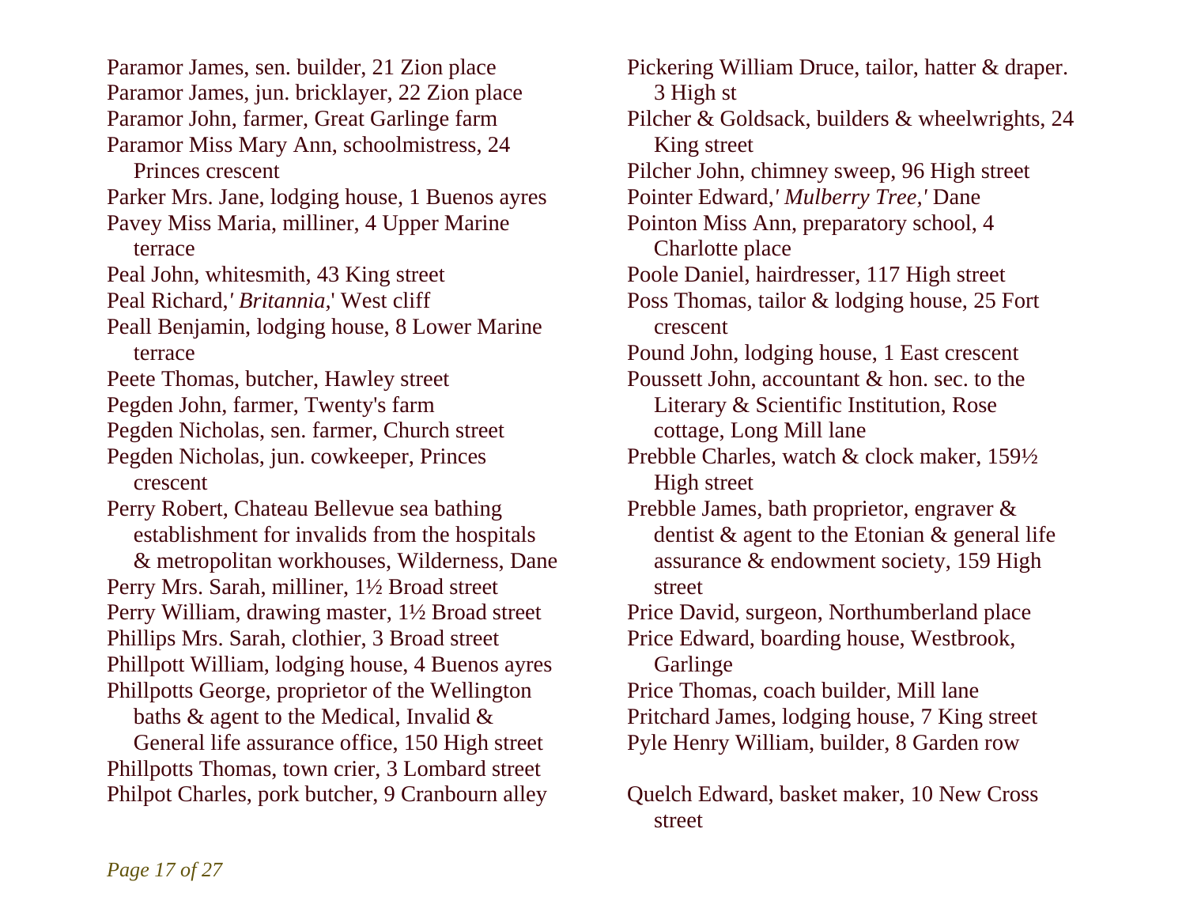Paramor James, sen. builder, 21 Zion place

Paramor James, jun. bricklayer, 22 Zion place

Paramor John, farmer, Great Garlinge farm

Paramor Miss Mary Ann, schoolmistress, 24 Princes crescent

Parker Mrs. Jane, lodging house, 1 Buenos ayres

Pavey Miss Maria, milliner, 4 Upper Marine terrace

Peal John, whitesmith, 43 King street

Peal Richard,' *Britannia,*' West cliff

Peall Benjamin, lodging house, 8 Lower Marine terrace

Peete Thomas, butcher, Hawley street

Pegden John, farmer, Twenty's farm

Pegden Nicholas, sen. farmer, Church street

Pegden Nicholas, jun. cowkeeper, Princes crescent

Perry Robert, Chateau Bellevue sea bathing establishment for invalids from the hospitals & metropolitan workhouses, Wilderness, Dane

Perry Mrs. Sarah, milliner, 1½ Broad street

Perry William, drawing master, 1½ Broad street

Phillips Mrs. Sarah, clothier, 3 Broad street

Phillpott William, lodging house, 4 Buenos ayres

Phillpotts George, proprietor of the Wellington baths & agent to the Medical, Invalid & General life assurance office, 150 High street

Phillpotts Thomas, town crier, 3 Lombard street

Philpot Charles, pork butcher, 9 Cranbourn alley

Pickering William Druce, tailor, hatter & draper. 3 High st

Pilcher & Goldsack, builders & wheelwrights, 24 King street

Pilcher John, chimney sweep, 96 High street

Pointer Edward,' *Mulberry Tree,*' Dane

Pointon Miss Ann, preparatory school, 4 Charlotte place

Poole Daniel, hairdresser, 117 High street

Poss Thomas, tailor & lodging house, 25 Fort crescent

Pound John, lodging house, 1 East crescent

Poussett John, accountant & hon. sec. to the Literary & Scientific Institution, Rose cottage, Long Mill lane

Prebble Charles, watch & clock maker, 159½ High street

Prebble James, bath proprietor, engraver & dentist & agent to the Etonian & general life assurance & endowment society, 159 High street

Price David, surgeon, Northumberland place

Price Edward, boarding house, Westbrook, Garlinge

Price Thomas, coach builder, Mill lane

Pritchard James, lodging house, 7 King street

Pyle Henry William, builder, 8 Garden row

Quelch Edward, basket maker, 10 New Cross street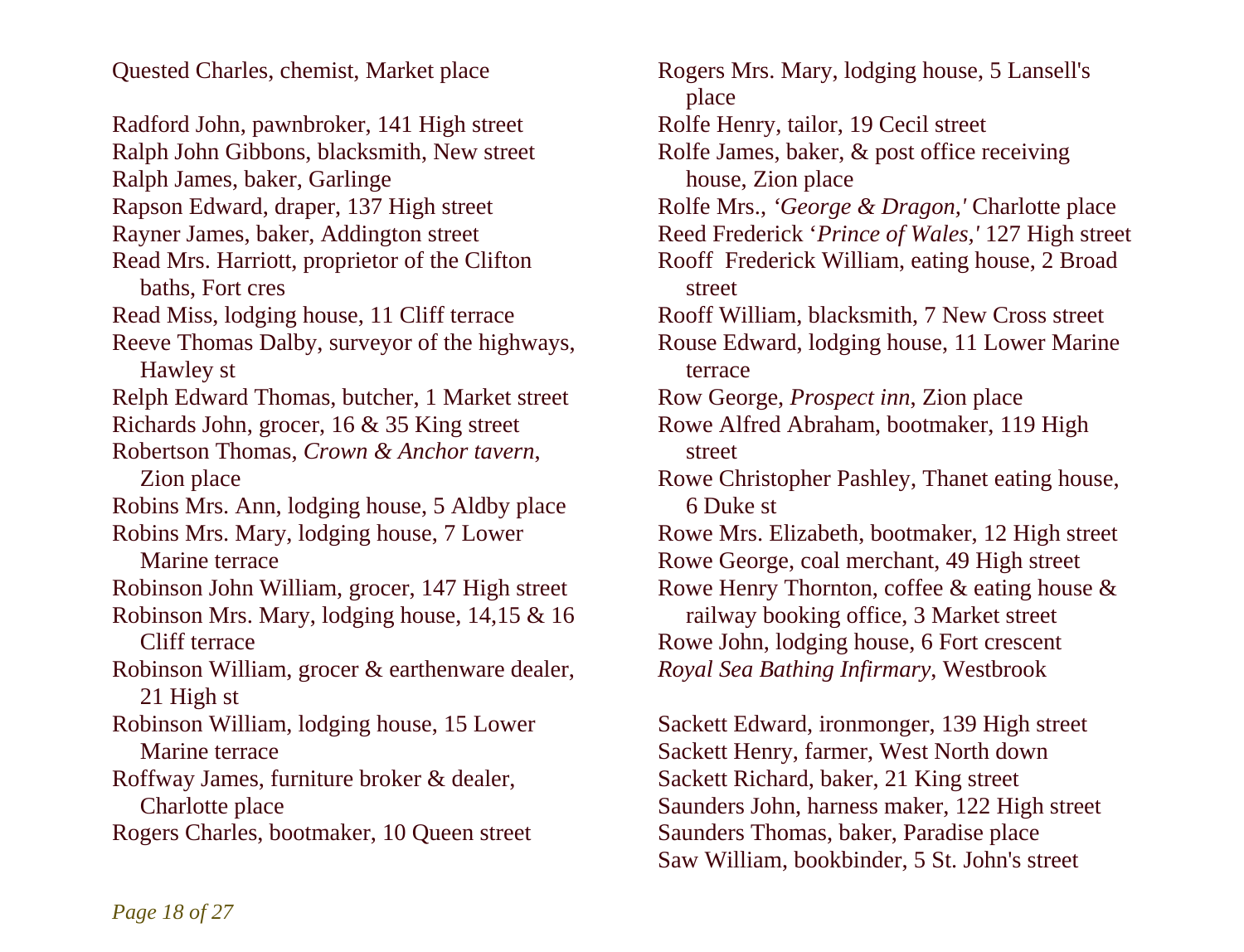Quested Charles, chemist, Market place

Radford John, pawnbroker, 141 High street
Ralph John Gibbons, blacksmith, New street
Ralph James, baker, Garlinge
Rapson Edward, draper, 137 High street
Rayner James, baker, Addington street
Read Mrs. Harriott, proprietor of the Clifton baths, Fort cres
Read Miss, lodging house, 11 Cliff terrace
Reeve Thomas Dalby, surveyor of the highways, Hawley st
Relph Edward Thomas, butcher, 1 Market street
Richards John, grocer, 16 & 35 King street
Robertson Thomas, *Crown & Anchor tavern*, Zion place
Robins Mrs. Ann, lodging house, 5 Aldby place
Robins Mrs. Mary, lodging house, 7 Lower Marine terrace
Robinson John William, grocer, 147 High street
Robinson Mrs. Mary, lodging house, 14,15 & 16 Cliff terrace
Robinson William, grocer & earthenware dealer, 21 High st
Robinson William, lodging house, 15 Lower Marine terrace
Roffway James, furniture broker & dealer, Charlotte place
Rogers Charles, bootmaker, 10 Queen street
Rogers Mrs. Mary, lodging house, 5 Lansell's place
Rolfe Henry, tailor, 19 Cecil street
Rolfe James, baker, & post office receiving house, Zion place
Rolfe Mrs., *'George & Dragon,'* Charlotte place
Reed Frederick *'Prince of Wales,'* 127 High street
Rooff Frederick William, eating house, 2 Broad street
Rooff William, blacksmith, 7 New Cross street
Rouse Edward, lodging house, 11 Lower Marine terrace
Row George, *Prospect inn*, Zion place
Rowe Alfred Abraham, bootmaker, 119 High street
Rowe Christopher Pashley, Thanet eating house, 6 Duke st
Rowe Mrs. Elizabeth, bootmaker, 12 High street
Rowe George, coal merchant, 49 High street
Rowe Henry Thornton, coffee & eating house & railway booking office, 3 Market street
Rowe John, lodging house, 6 Fort crescent
*Royal Sea Bathing Infirmary*, Westbrook

Sackett Edward, ironmonger, 139 High street
Sackett Henry, farmer, West North down
Sackett Richard, baker, 21 King street
Saunders John, harness maker, 122 High street
Saunders Thomas, baker, Paradise place
Saw William, bookbinder, 5 St. John's street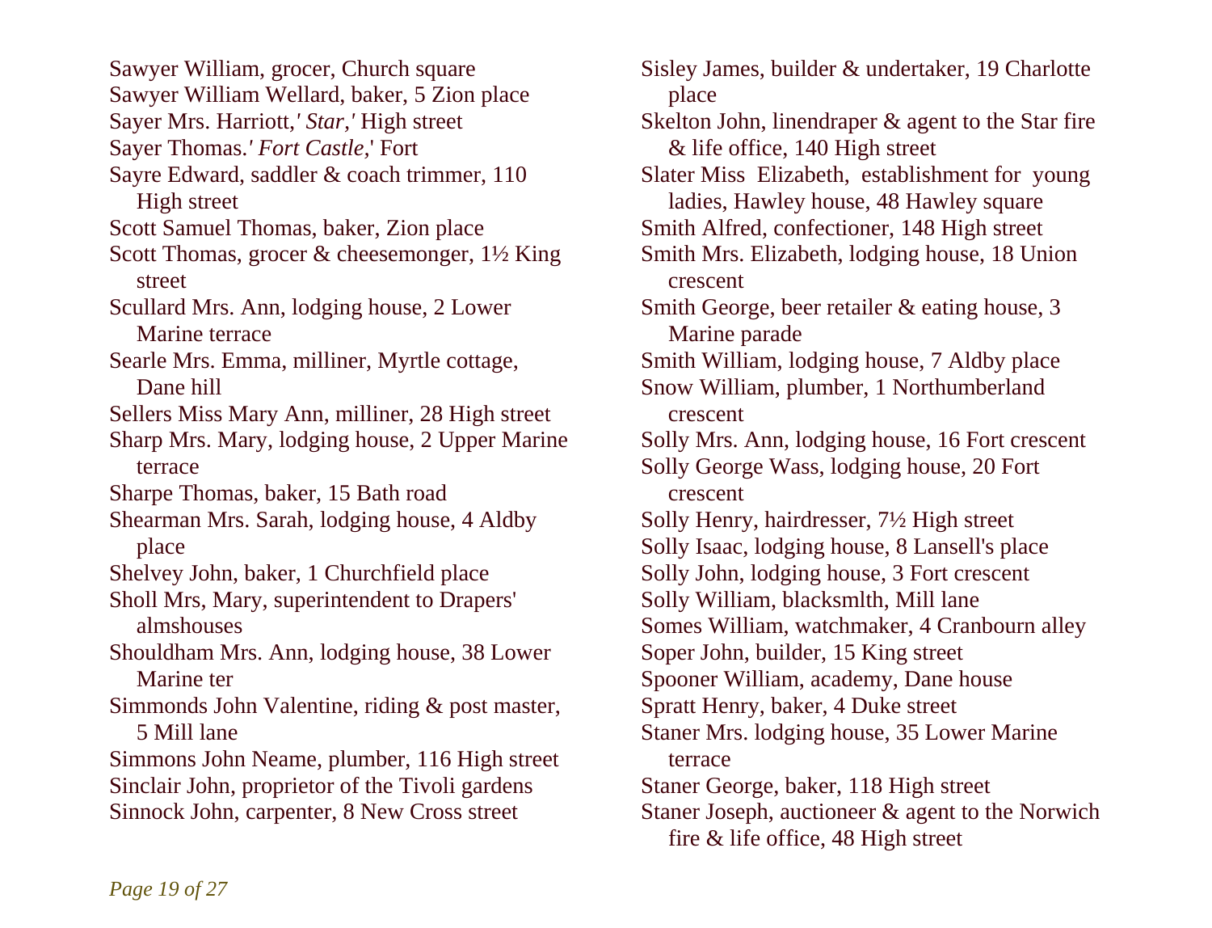Sawyer William, grocer, Church square

Sawyer William Wellard, baker, 5 Zion place

Sayer Mrs. Harriott,*' Star,'* High street

Sayer Thomas.*' Fort Castle,*' Fort

Sayre Edward, saddler & coach trimmer, 110 High street

Scott Samuel Thomas, baker, Zion place

Scott Thomas, grocer & cheesemonger, 1½ King street

Scullard Mrs. Ann, lodging house, 2 Lower Marine terrace

Searle Mrs. Emma, milliner, Myrtle cottage, Dane hill

Sellers Miss Mary Ann, milliner, 28 High street

Sharp Mrs. Mary, lodging house, 2 Upper Marine terrace

Sharpe Thomas, baker, 15 Bath road

Shearman Mrs. Sarah, lodging house, 4 Aldby place

Shelvey John, baker, 1 Churchfield place

Sholl Mrs, Mary, superintendent to Drapers' almshouses

Shouldham Mrs. Ann, lodging house, 38 Lower Marine ter

Simmonds John Valentine, riding & post master, 5 Mill lane

Simmons John Neame, plumber, 116 High street

Sinclair John, proprietor of the Tivoli gardens

Sinnock John, carpenter, 8 New Cross street

Sisley James, builder & undertaker, 19 Charlotte place

Skelton John, linendraper & agent to the Star fire & life office, 140 High street

Slater Miss Elizabeth, establishment for young ladies, Hawley house, 48 Hawley square

Smith Alfred, confectioner, 148 High street

Smith Mrs. Elizabeth, lodging house, 18 Union crescent

Smith George, beer retailer & eating house, 3 Marine parade

Smith William, lodging house, 7 Aldby place

Snow William, plumber, 1 Northumberland crescent

Solly Mrs. Ann, lodging house, 16 Fort crescent

Solly George Wass, lodging house, 20 Fort crescent

Solly Henry, hairdresser, 7½ High street

Solly Isaac, lodging house, 8 Lansell's place

Solly John, lodging house, 3 Fort crescent

Solly William, blacksmlth, Mill lane

Somes William, watchmaker, 4 Cranbourn alley

Soper John, builder, 15 King street

Spooner William, academy, Dane house

Spratt Henry, baker, 4 Duke street

Staner Mrs. lodging house, 35 Lower Marine terrace

Staner George, baker, 118 High street

Staner Joseph, auctioneer & agent to the Norwich fire & life office, 48 High street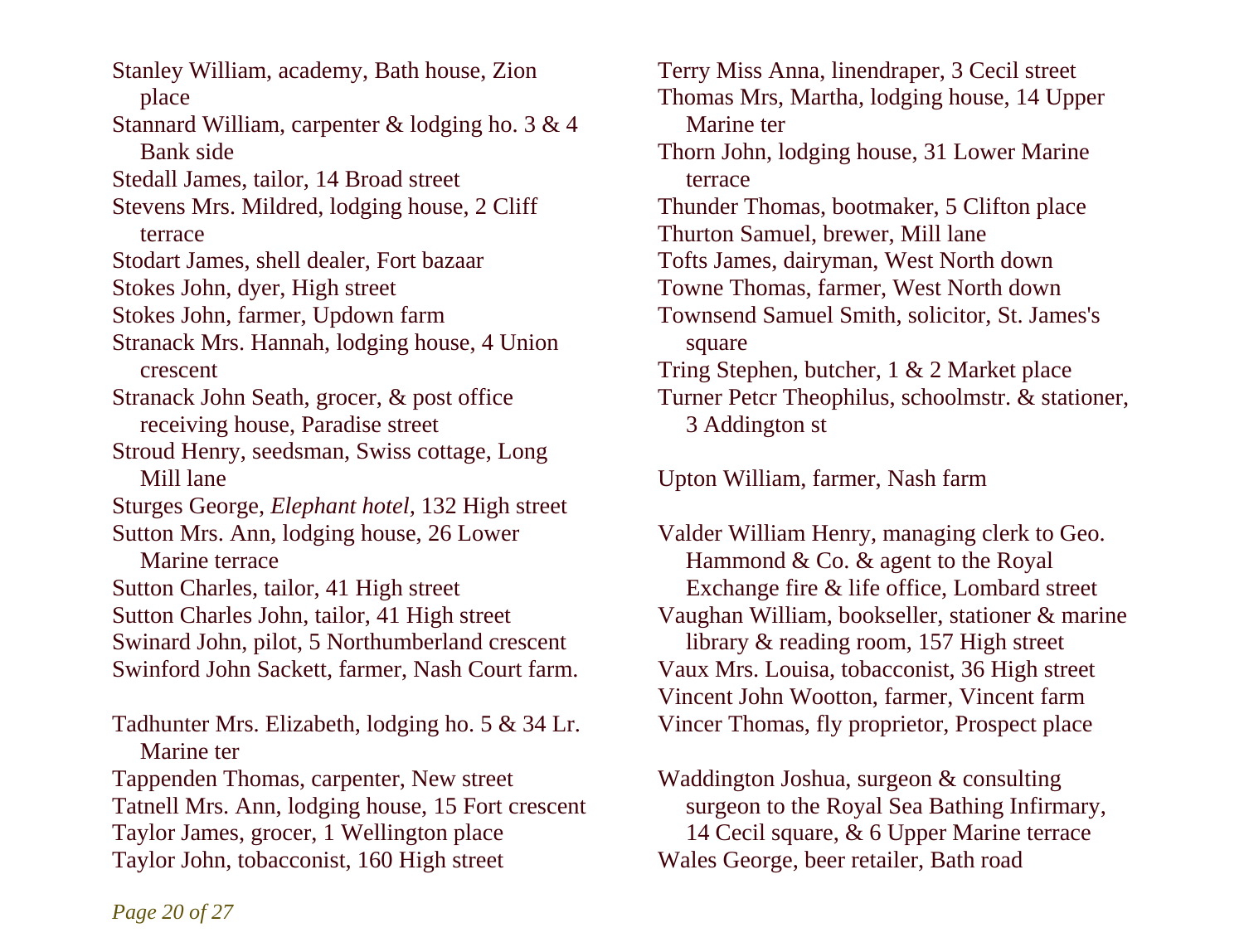Stanley William, academy, Bath house, Zion place

Stannard William, carpenter & lodging ho. 3 & 4 Bank side

Stedall James, tailor, 14 Broad street

Stevens Mrs. Mildred, lodging house, 2 Cliff terrace

Stodart James, shell dealer, Fort bazaar

Stokes John, dyer, High street

Stokes John, farmer, Updown farm

Stranack Mrs. Hannah, lodging house, 4 Union crescent

Stranack John Seath, grocer, & post office receiving house, Paradise street

Stroud Henry, seedsman, Swiss cottage, Long Mill lane

Sturges George, *Elephant hotel*, 132 High street

Sutton Mrs. Ann, lodging house, 26 Lower Marine terrace

Sutton Charles, tailor, 41 High street

Sutton Charles John, tailor, 41 High street

Swinard John, pilot, 5 Northumberland crescent

Swinford John Sackett, farmer, Nash Court farm.

Tadhunter Mrs. Elizabeth, lodging ho. 5 & 34 Lr. Marine ter

Tappenden Thomas, carpenter, New street

Tatnell Mrs. Ann, lodging house, 15 Fort crescent

Taylor James, grocer, 1 Wellington place

Taylor John, tobacconist, 160 High street

Terry Miss Anna, linendraper, 3 Cecil street

Thomas Mrs, Martha, lodging house, 14 Upper Marine ter

Thorn John, lodging house, 31 Lower Marine terrace

Thunder Thomas, bootmaker, 5 Clifton place

Thurton Samuel, brewer, Mill lane

Tofts James, dairyman, West North down

Towne Thomas, farmer, West North down

Townsend Samuel Smith, solicitor, St. James's square

Tring Stephen, butcher, 1 & 2 Market place

Turner Petcr Theophilus, schoolmstr. & stationer, 3 Addington st

Upton William, farmer, Nash farm

Valder William Henry, managing clerk to Geo. Hammond & Co. & agent to the Royal Exchange fire & life office, Lombard street

Vaughan William, bookseller, stationer & marine library & reading room, 157 High street

Vaux Mrs. Louisa, tobacconist, 36 High street

Vincent John Wootton, farmer, Vincent farm

Vincer Thomas, fly proprietor, Prospect place

Waddington Joshua, surgeon & consulting surgeon to the Royal Sea Bathing Infirmary, 14 Cecil square, & 6 Upper Marine terrace

Wales George, beer retailer, Bath road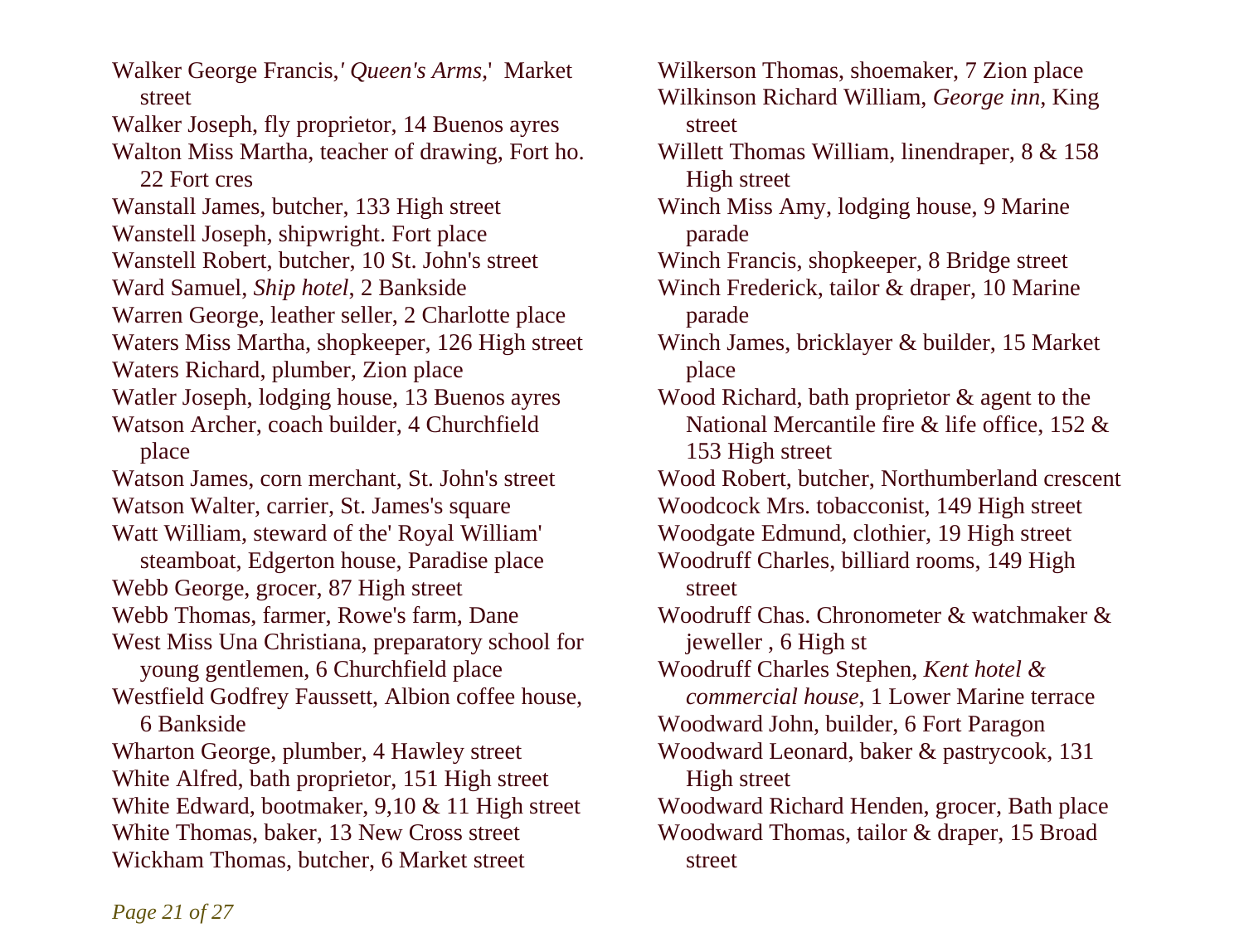Walker George Francis,*' Queen's Arms,*' Market street

Walker Joseph, fly proprietor, 14 Buenos ayres

Walton Miss Martha, teacher of drawing, Fort ho. 22 Fort cres

Wanstall James, butcher, 133 High street

Wanstell Joseph, shipwright. Fort place

Wanstell Robert, butcher, 10 St. John's street

Ward Samuel, *Ship hotel*, 2 Bankside

Warren George, leather seller, 2 Charlotte place

Waters Miss Martha, shopkeeper, 126 High street

Waters Richard, plumber, Zion place

Watler Joseph, lodging house, 13 Buenos ayres

Watson Archer, coach builder, 4 Churchfield place

Watson James, corn merchant, St. John's street

Watson Walter, carrier, St. James's square

Watt William, steward of the' Royal William' steamboat, Edgerton house, Paradise place

Webb George, grocer, 87 High street

Webb Thomas, farmer, Rowe's farm, Dane

West Miss Una Christiana, preparatory school for young gentlemen, 6 Churchfield place

Westfield Godfrey Faussett, Albion coffee house, 6 Bankside

Wharton George, plumber, 4 Hawley street

White Alfred, bath proprietor, 151 High street

White Edward, bootmaker, 9,10 & 11 High street

White Thomas, baker, 13 New Cross street

Wickham Thomas, butcher, 6 Market street

Wilkerson Thomas, shoemaker, 7 Zion place

Wilkinson Richard William, *George inn*, King street

Willett Thomas William, linendraper, 8 & 158 High street

Winch Miss Amy, lodging house, 9 Marine parade

Winch Francis, shopkeeper, 8 Bridge street

Winch Frederick, tailor & draper, 10 Marine parade

Winch James, bricklayer & builder, 15 Market place

Wood Richard, bath proprietor & agent to the National Mercantile fire & life office, 152 & 153 High street

Wood Robert, butcher, Northumberland crescent

Woodcock Mrs. tobacconist, 149 High street

Woodgate Edmund, clothier, 19 High street

Woodruff Charles, billiard rooms, 149 High street

Woodruff Chas. Chronometer & watchmaker & jeweller , 6 High st

Woodruff Charles Stephen, *Kent hotel & commercial house*, 1 Lower Marine terrace

Woodward John, builder, 6 Fort Paragon

Woodward Leonard, baker & pastrycook, 131 High street

Woodward Richard Henden, grocer, Bath place

Woodward Thomas, tailor & draper, 15 Broad street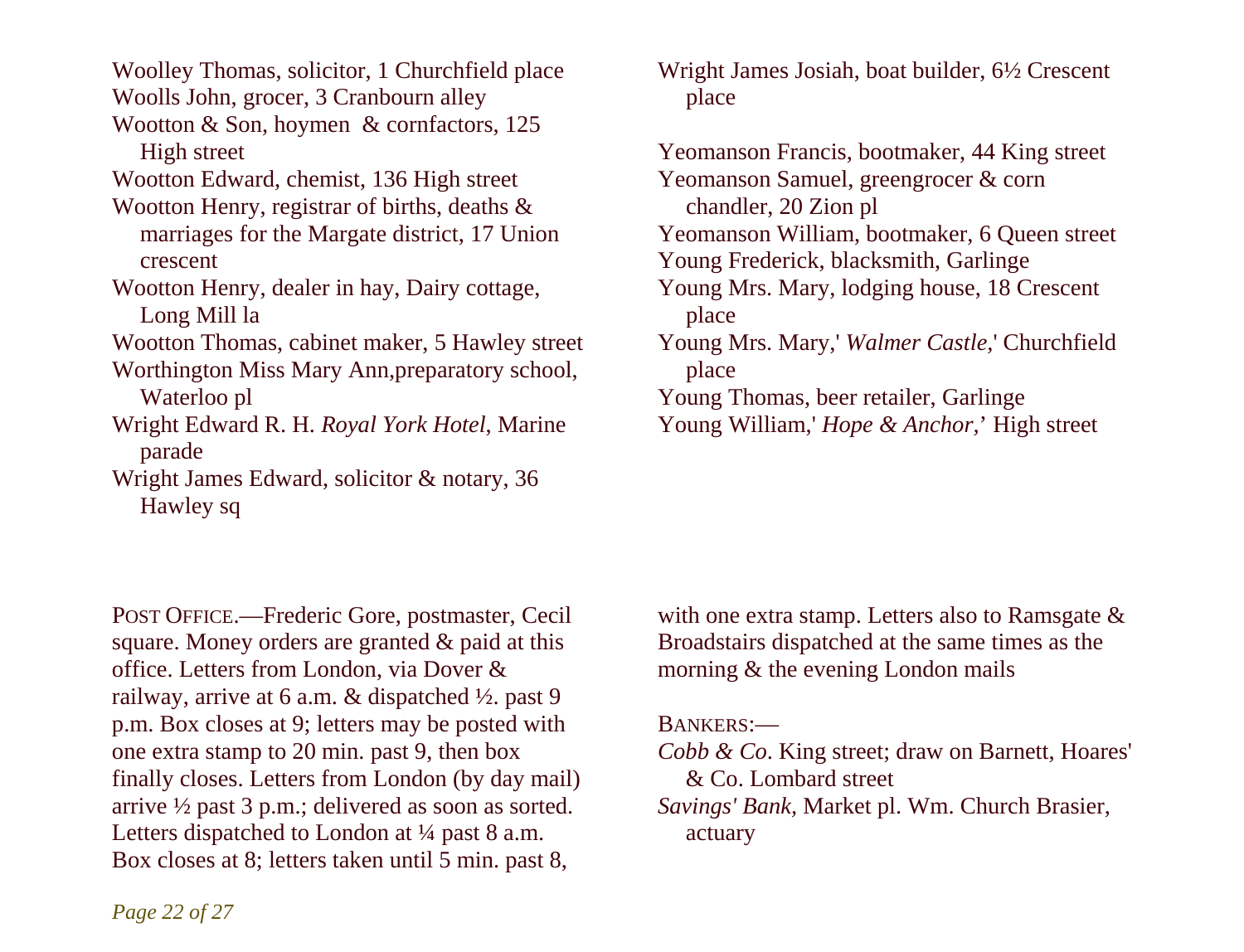Woolley Thomas, solicitor, 1 Churchfield place
Woolls John, grocer, 3 Cranbourn alley
Wootton & Son, hoymen & cornfactors, 125 High street
Wootton Edward, chemist, 136 High street
Wootton Henry, registrar of births, deaths & marriages for the Margate district, 17 Union crescent
Wootton Henry, dealer in hay, Dairy cottage, Long Mill la
Wootton Thomas, cabinet maker, 5 Hawley street
Worthington Miss Mary Ann,preparatory school, Waterloo pl
Wright Edward R. H. *Royal York Hotel*, Marine parade
Wright James Edward, solicitor & notary, 36 Hawley sq
Wright James Josiah, boat builder, 6½ Crescent place

Yeomanson Francis, bootmaker, 44 King street
Yeomanson Samuel, greengrocer & corn chandler, 20 Zion pl
Yeomanson William, bootmaker, 6 Queen street
Young Frederick, blacksmith, Garlinge
Young Mrs. Mary, lodging house, 18 Crescent place
Young Mrs. Mary,' *Walmer Castle,*' Churchfield place
Young Thomas, beer retailer, Garlinge
Young William,' *Hope & Anchor,*' High street

POST OFFICE.—Frederic Gore, postmaster, Cecil square. Money orders are granted & paid at this office. Letters from London, via Dover & railway, arrive at 6 a.m. & dispatched ½. past 9 p.m. Box closes at 9; letters may be posted with one extra stamp to 20 min. past 9, then box finally closes. Letters from London (by day mail) arrive ½ past 3 p.m.; delivered as soon as sorted. Letters dispatched to London at ¼ past 8 a.m. Box closes at 8; letters taken until 5 min. past 8, with one extra stamp. Letters also to Ramsgate & Broadstairs dispatched at the same times as the morning & the evening London mails

BANKERS:—

*Cobb & Co*. King street; draw on Barnett, Hoares' & Co. Lombard street
*Savings' Bank,* Market pl. Wm. Church Brasier, actuary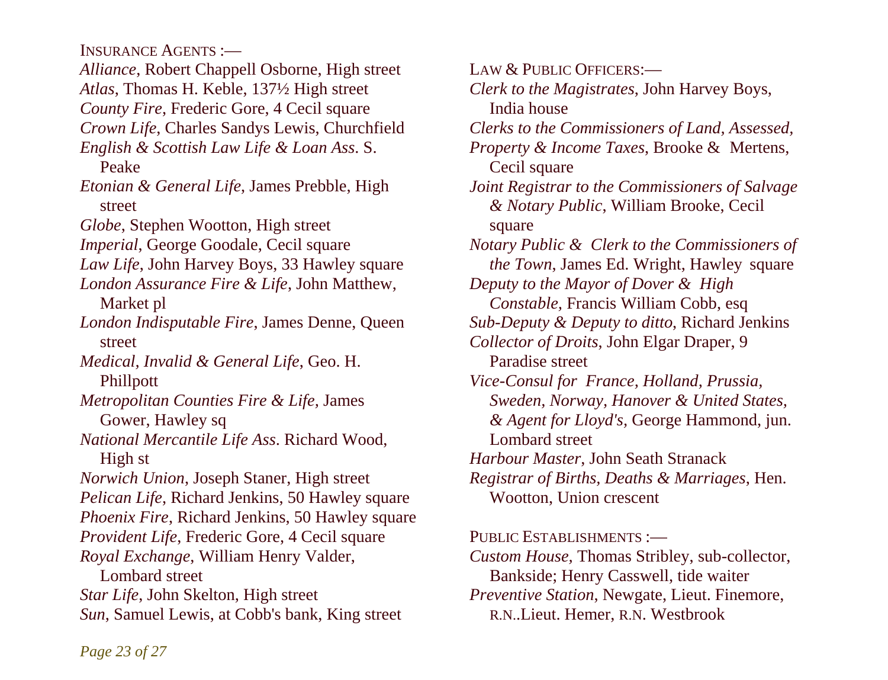INSURANCE AGENTS :—

*Alliance*, Robert Chappell Osborne, High street
*Atlas*, Thomas H. Keble, 137½ High street
*County Fire*, Frederic Gore, 4 Cecil square
*Crown Life*, Charles Sandys Lewis, Churchfield
*English & Scottish Law Life & Loan Ass*. S. Peake
*Etonian & General Life*, James Prebble, High street
*Globe*, Stephen Wootton, High street
*Imperial*, George Goodale, Cecil square
*Law Life*, John Harvey Boys, 33 Hawley square
*London Assurance Fire & Life*, John Matthew, Market pl
*London Indisputable Fire*, James Denne, Queen street
*Medical, Invalid & General Life*, Geo. H. Phillpott
*Metropolitan Counties Fire & Life*, James Gower, Hawley sq
*National Mercantile Life Ass*. Richard Wood, High st
*Norwich Union*, Joseph Staner, High street
*Pelican Life*, Richard Jenkins, 50 Hawley square
*Phoenix Fire*, Richard Jenkins, 50 Hawley square
*Provident Life*, Frederic Gore, 4 Cecil square
*Royal Exchange*, William Henry Valder, Lombard street
*Star Life*, John Skelton, High street
*Sun*, Samuel Lewis, at Cobb's bank, King street

LAW & PUBLIC OFFICERS:—

*Clerk to the Magistrates*, John Harvey Boys, India house
*Clerks to the Commissioners of Land, Assessed, Property & Income Taxes*, Brooke & Mertens, Cecil square
*Joint Registrar to the Commissioners of Salvage & Notary Public*, William Brooke, Cecil square
*Notary Public & Clerk to the Commissioners of the Town*, James Ed. Wright, Hawley square
*Deputy to the Mayor of Dover & High Constable*, Francis William Cobb, esq
*Sub-Deputy & Deputy to ditto*, Richard Jenkins
*Collector of Droits*, John Elgar Draper, 9 Paradise street
*Vice-Consul for France, Holland, Prussia, Sweden, Norway, Hanover & United States, & Agent for Lloyd's*, George Hammond, jun. Lombard street
*Harbour Master*, John Seath Stranack
*Registrar of Births, Deaths & Marriages*, Hen. Wootton, Union crescent

PUBLIC ESTABLISHMENTS :—

*Custom House*, Thomas Stribley, sub-collector, Bankside; Henry Casswell, tide waiter
*Preventive Station*, Newgate, Lieut. Finemore, R.N..Lieut. Hemer, R.N. Westbrook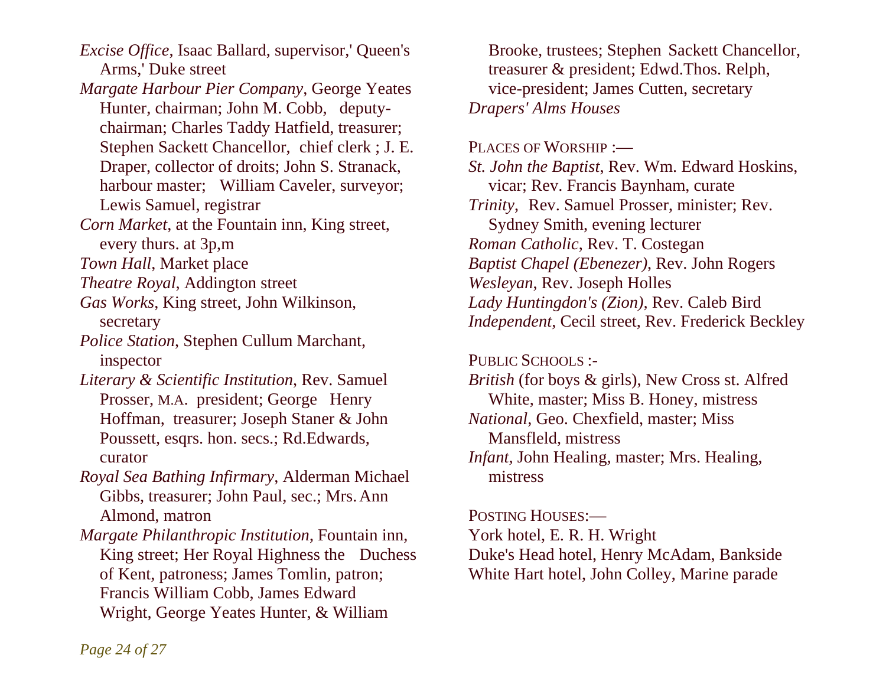*Excise Office*, Isaac Ballard, supervisor,' Queen's Arms,' Duke street

*Margate Harbour Pier Company*, George Yeates Hunter, chairman; John M. Cobb, deputy-chairman; Charles Taddy Hatfield, treasurer; Stephen Sackett Chancellor, chief clerk ; J. E. Draper, collector of droits; John S. Stranack, harbour master; William Caveler, surveyor; Lewis Samuel, registrar

*Corn Market*, at the Fountain inn, King street, every thurs. at 3p,m

*Town Hall*, Market place

*Theatre Royal*, Addington street

*Gas Works*, King street, John Wilkinson, secretary

*Police Station*, Stephen Cullum Marchant, inspector

*Literary & Scientific Institution*, Rev. Samuel Prosser, M.A. president; George Henry Hoffman, treasurer; Joseph Staner & John Poussett, esqrs. hon. secs.; Rd.Edwards, curator

*Royal Sea Bathing Infirmary*, Alderman Michael Gibbs, treasurer; John Paul, sec.; Mrs. Ann Almond, matron

*Margate Philanthropic Institution*, Fountain inn, King street; Her Royal Highness the Duchess of Kent, patroness; James Tomlin, patron; Francis William Cobb, James Edward Wright, George Yeates Hunter, & William Brooke, trustees; Stephen Sackett Chancellor, treasurer & president; Edwd.Thos. Relph, vice-president; James Cutten, secretary

*Drapers' Alms Houses*

PLACES OF WORSHIP :—

*St. John the Baptist*, Rev. Wm. Edward Hoskins, vicar; Rev. Francis Baynham, curate

*Trinity*, Rev. Samuel Prosser, minister; Rev. Sydney Smith, evening lecturer

*Roman Catholic*, Rev. T. Costegan

*Baptist Chapel (Ebenezer)*, Rev. John Rogers

*Wesleyan*, Rev. Joseph Holles

*Lady Huntingdon's (Zion)*, Rev. Caleb Bird

*Independent*, Cecil street, Rev. Frederick Beckley

PUBLIC SCHOOLS :-

*British* (for boys & girls), New Cross st. Alfred White, master; Miss B. Honey, mistress

*National*, Geo. Chexfield, master; Miss Mansfleld, mistress

*Infant*, John Healing, master; Mrs. Healing, mistress

POSTING HOUSES:—

York hotel, E. R. H. Wright

Duke's Head hotel, Henry McAdam, Bankside

White Hart hotel, John Colley, Marine parade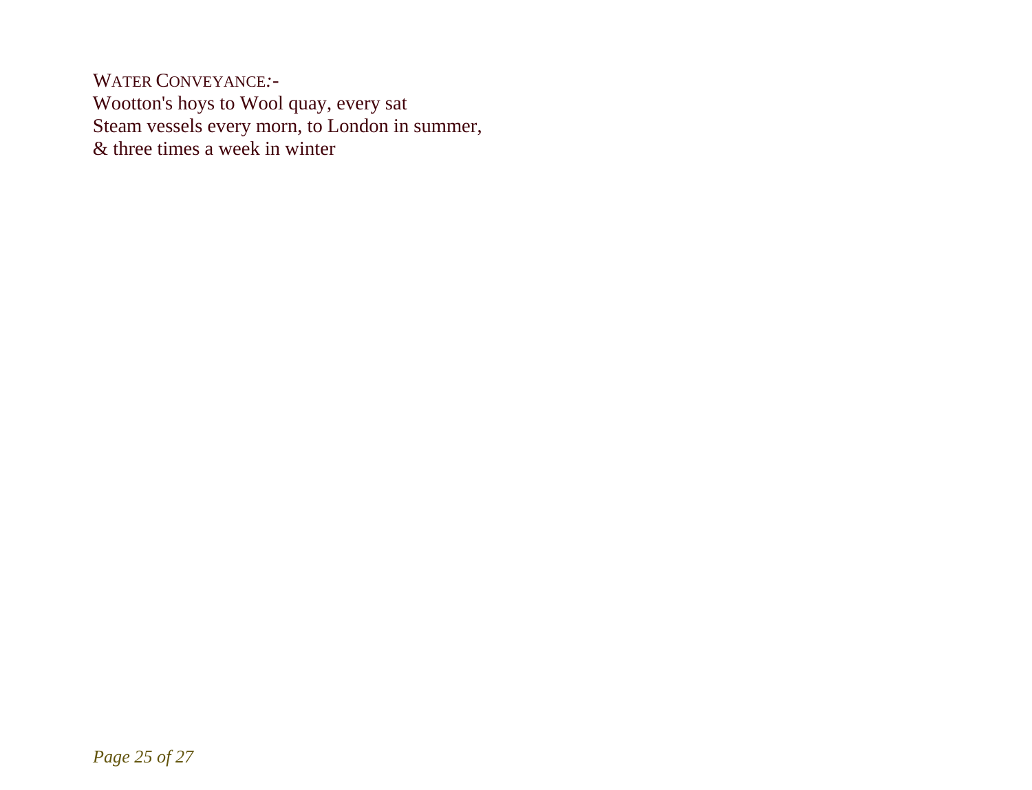WATER CONVEYANCE:-
Wootton's hoys to Wool quay, every sat
Steam vessels every morn, to London in summer,
& three times a week in winter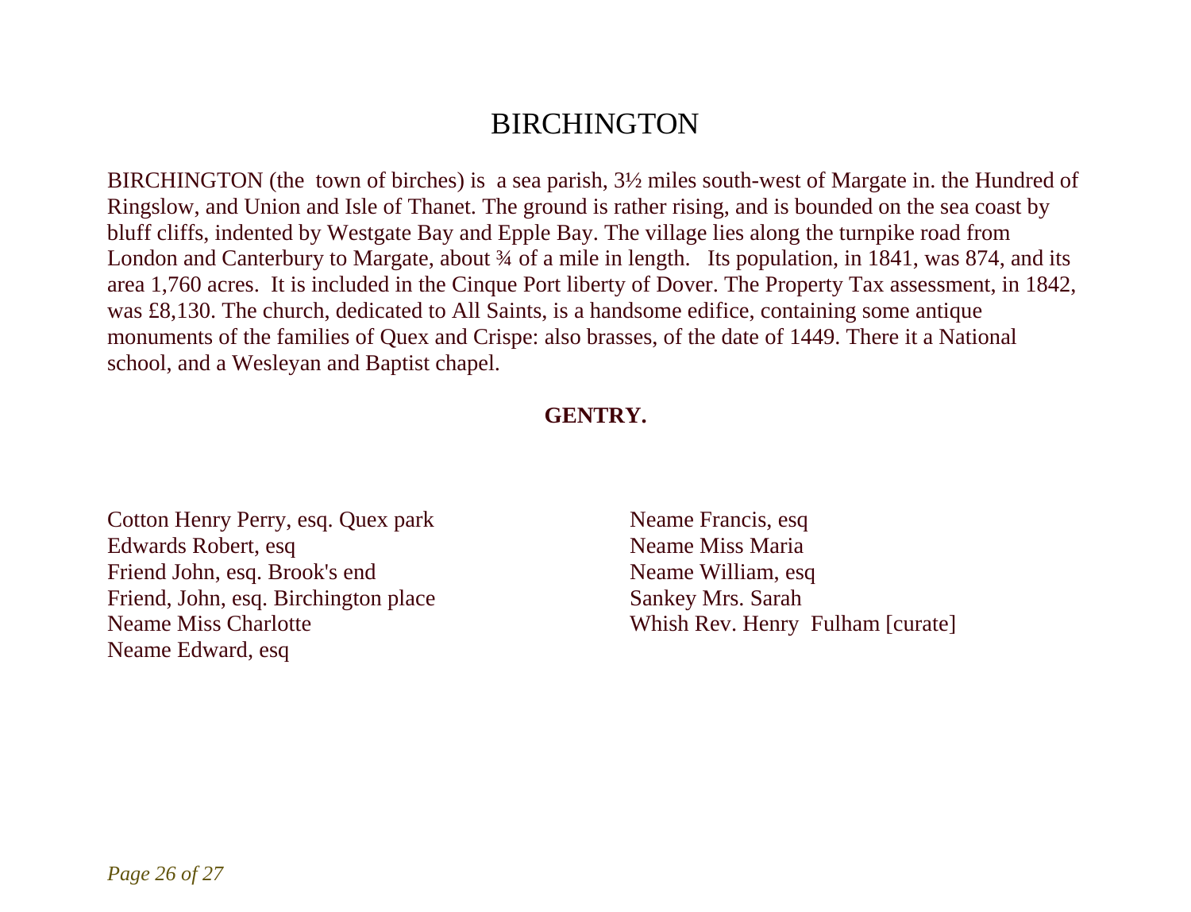# BIRCHINGTON

BIRCHINGTON (the town of birches) is a sea parish, 3½ miles south-west of Margate in. the Hundred of Ringslow, and Union and Isle of Thanet. The ground is rather rising, and is bounded on the sea coast by bluff cliffs, indented by Westgate Bay and Epple Bay. The village lies along the turnpike road from London and Canterbury to Margate, about ¾ of a mile in length. Its population, in 1841, was 874, and its area 1,760 acres. It is included in the Cinque Port liberty of Dover. The Property Tax assessment, in 1842, was £8,130. The church, dedicated to All Saints, is a handsome edifice, containing some antique monuments of the families of Quex and Crispe: also brasses, of the date of 1449. There it a National school, and a Wesleyan and Baptist chapel.

## GENTRY.

Cotton Henry Perry, esq. Quex park
Edwards Robert, esq
Friend John, esq. Brook's end
Friend, John, esq. Birchington place
Neame Miss Charlotte
Neame Edward, esq
Neame Francis, esq
Neame Miss Maria
Neame William, esq
Sankey Mrs. Sarah
Whish Rev. Henry Fulham [curate]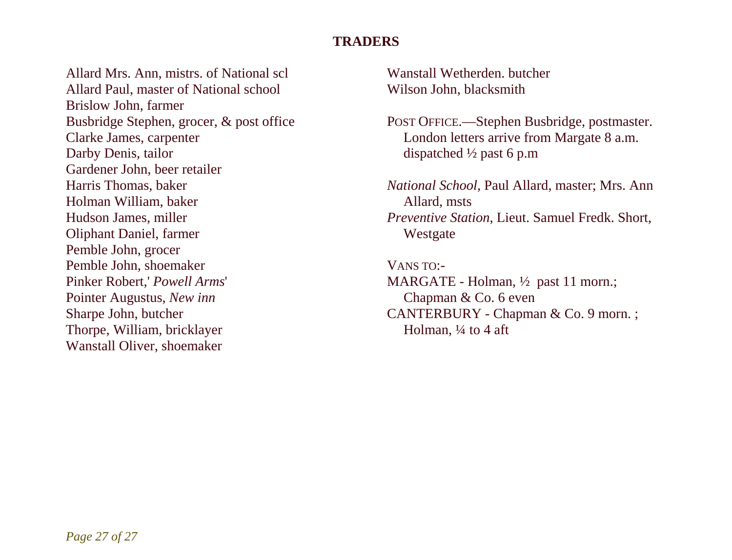## TRADERS

Allard Mrs. Ann, mistrs. of National scl
Allard Paul, master of National school
Brislow John, farmer
Busbridge Stephen, grocer, & post office
Clarke James, carpenter
Darby Denis, tailor
Gardener John, beer retailer
Harris Thomas, baker
Holman William, baker
Hudson James, miller
Oliphant Daniel, farmer
Pemble John, grocer
Pemble John, shoemaker
Pinker Robert,' *Powell Arms*'
Pointer Augustus, *New inn*
Sharpe John, butcher
Thorpe, William, bricklayer
Wanstall Oliver, shoemaker
Wanstall Wetherden. butcher
Wilson John, blacksmith

POST OFFICE.—Stephen Busbridge, postmaster. London letters arrive from Margate 8 a.m. dispatched ½ past 6 p.m

*National School*, Paul Allard, master; Mrs. Ann Allard, msts
*Preventive Station,* Lieut. Samuel Fredk. Short, Westgate

VANS TO:-
MARGATE - Holman, ½ past 11 morn.; Chapman & Co. 6 even
CANTERBURY - Chapman & Co. 9 morn. ; Holman, ¼ to 4 aft